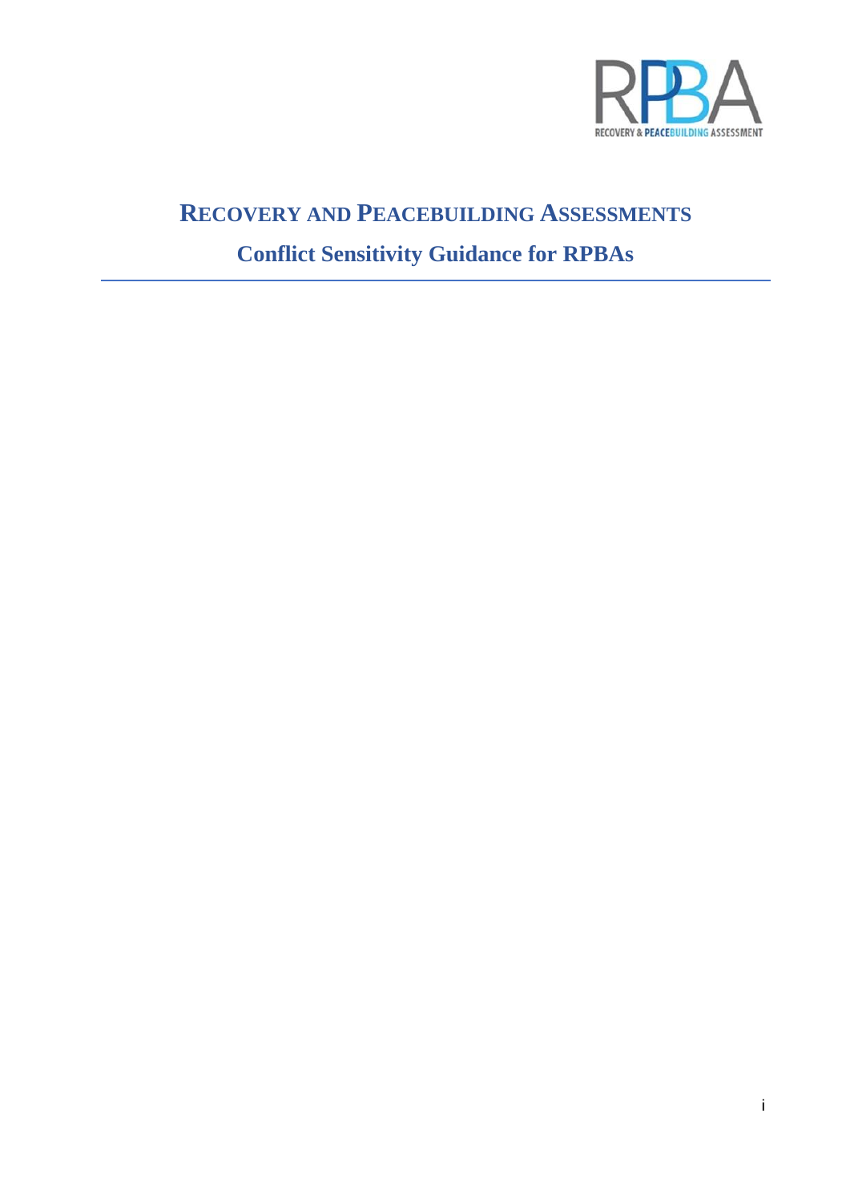# RECOVERY AND PEACEBUILDING ASSESSMENTS

## Conflict Sensitivity Guidance for RPBAs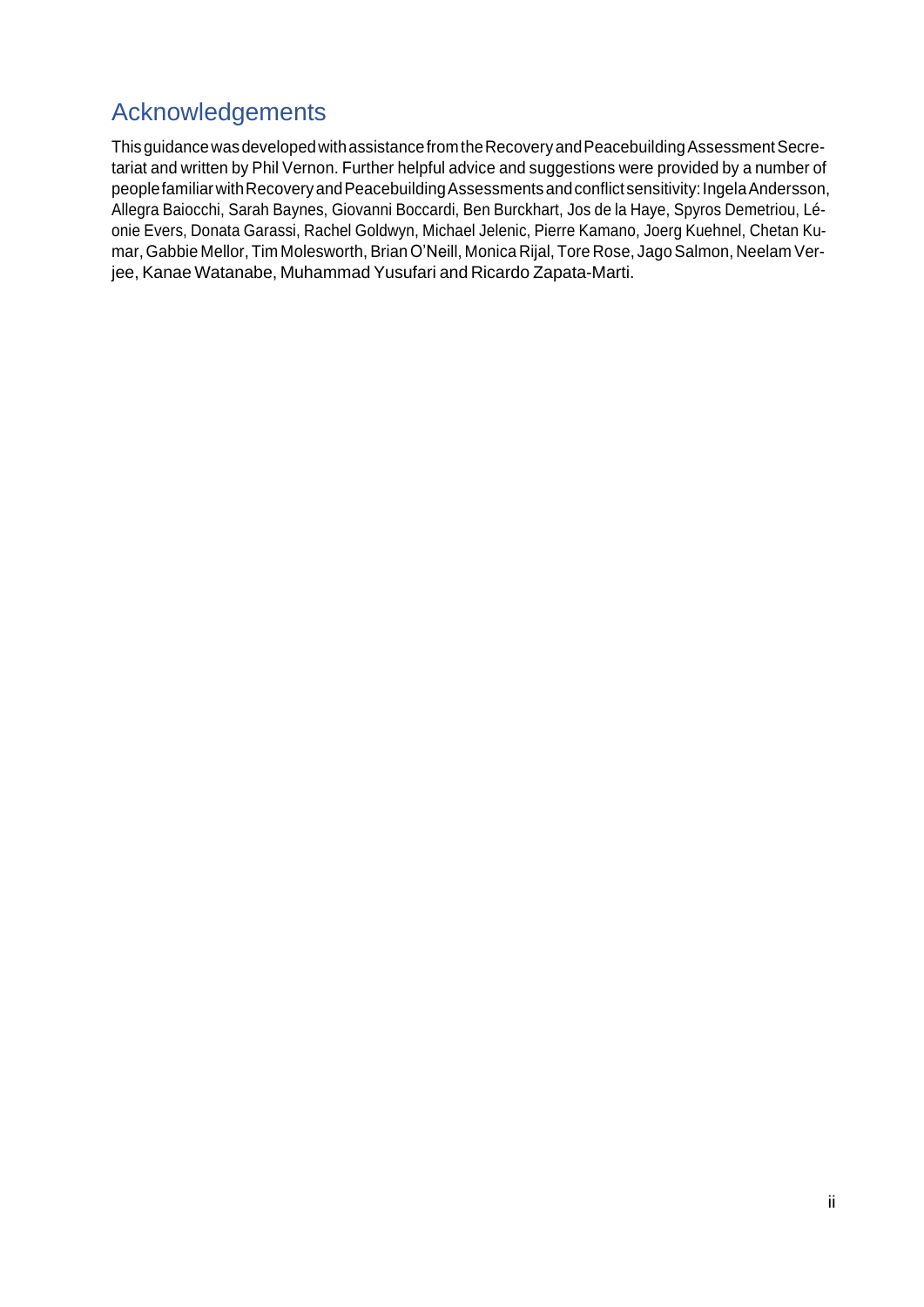## Acknowledgements

This guidance was developed with assistance from the Recovery and Peacebuilding Assessment Secretariat and written by Phil Vernon. Further helpful advice and suggestions were provided by a number of people familiar with Recovery and Peacebuilding Assessments and conflict sensitivity: Ingela Andersson, Allegra Baiocchi, Sarah Baynes, Giovanni Boccardi, Ben Burckhart, Jos de la Haye, Spyros Demetriou, Léonie Evers, Donata Garassi, Rachel Goldwyn, Michael Jelenic, Pierre Kamano, Joerg Kuehnel, Chetan Kumar, Gabbie Mellor, Tim Molesworth, Brian O'Neill, Monica Rijal, Tore Rose, Jago Salmon, Neelam Verjee, Kanae Watanabe, Muhammad Yusufari and Ricardo Zapata-Marti.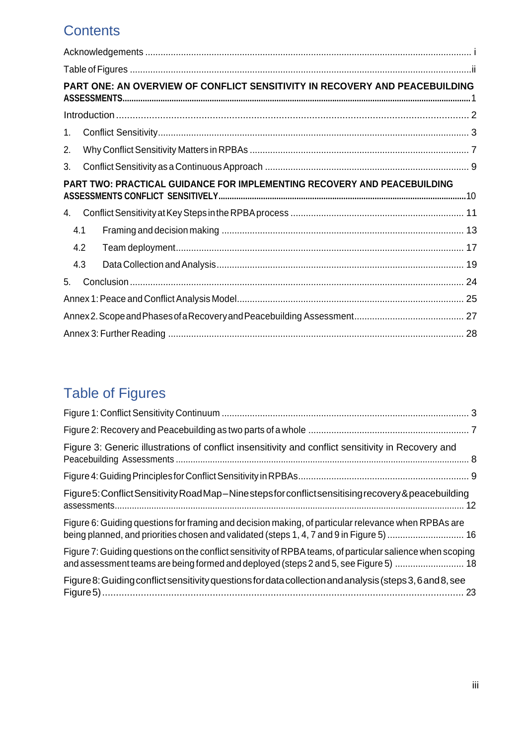# Contents

Acknowledgements ..... i

Table of Figures ..... ii

**PART ONE: AN OVERVIEW OF CONFLICT SENSITIVITY IN RECOVERY AND PEACEBUILDING ASSESSMENTS** ..... 1

Introduction ..... 2

1. Conflict Sensitivity ..... 3
2. Why Conflict Sensitivity Matters in RPBAs ..... 7
3. Conflict Sensitivity as a Continuous Approach ..... 9

**PART TWO: PRACTICAL GUIDANCE FOR IMPLEMENTING RECOVERY AND PEACEBUILDING ASSESSMENTS CONFLICT SENSITIVELY** ..... 10

4. Conflict Sensitivity at Key Steps in the RPBA process ..... 11
   - 4.1 Framing and decision making ..... 13
   - 4.2 Team deployment ..... 17
   - 4.3 Data Collection and Analysis ..... 19
5. Conclusion ..... 24

Annex 1: Peace and Conflict Analysis Model ..... 25

Annex 2. Scope and Phases of a Recovery and Peacebuilding Assessment ..... 27

Annex 3: Further Reading ..... 28

# Table of Figures

Figure 1: Conflict Sensitivity Continuum ..... 3

Figure 2: Recovery and Peacebuilding as two parts of a whole ..... 7

Figure 3: Generic illustrations of conflict insensitivity and conflict sensitivity in Recovery and Peacebuilding Assessments ..... 8

Figure 4: Guiding Principles for Conflict Sensitivity in RPBAs ..... 9

Figure 5: Conflict Sensitivity Road Map – Nine steps for conflict sensitising recovery & peacebuilding assessments ..... 12

Figure 6: Guiding questions for framing and decision making, of particular relevance when RPBAs are being planned, and priorities chosen and validated (steps 1, 4, 7 and 9 in Figure 5) ..... 16

Figure 7: Guiding questions on the conflict sensitivity of RPBA teams, of particular salience when scoping and assessment teams are being formed and deployed (steps 2 and 5, see Figure 5) ..... 18

Figure 8: Guiding conflict sensitivity questions for data collection and analysis (steps 3, 6 and 8, see Figure 5) ..... 23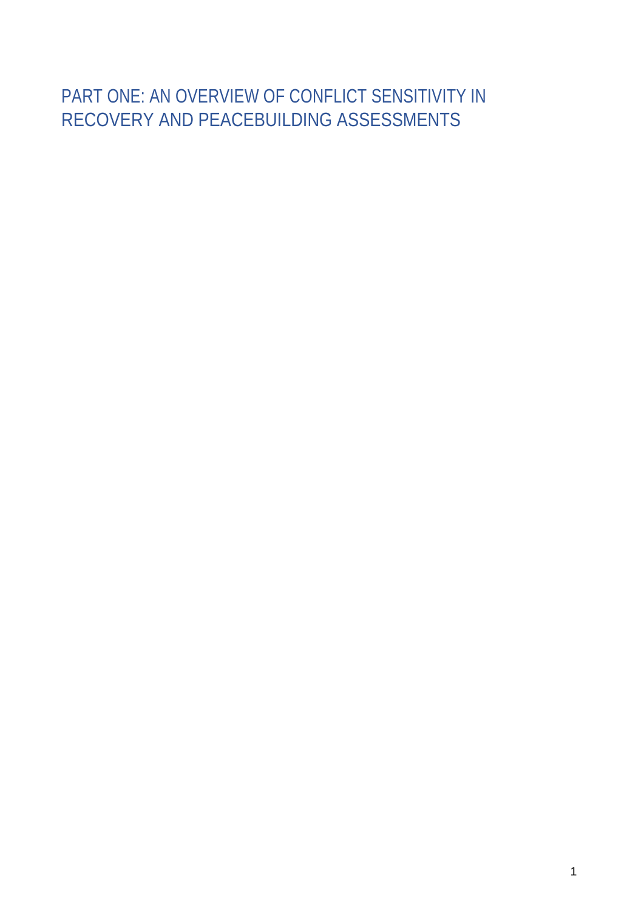# PART ONE: AN OVERVIEW OF CONFLICT SENSITIVITY IN RECOVERY AND PEACEBUILDING ASSESSMENTS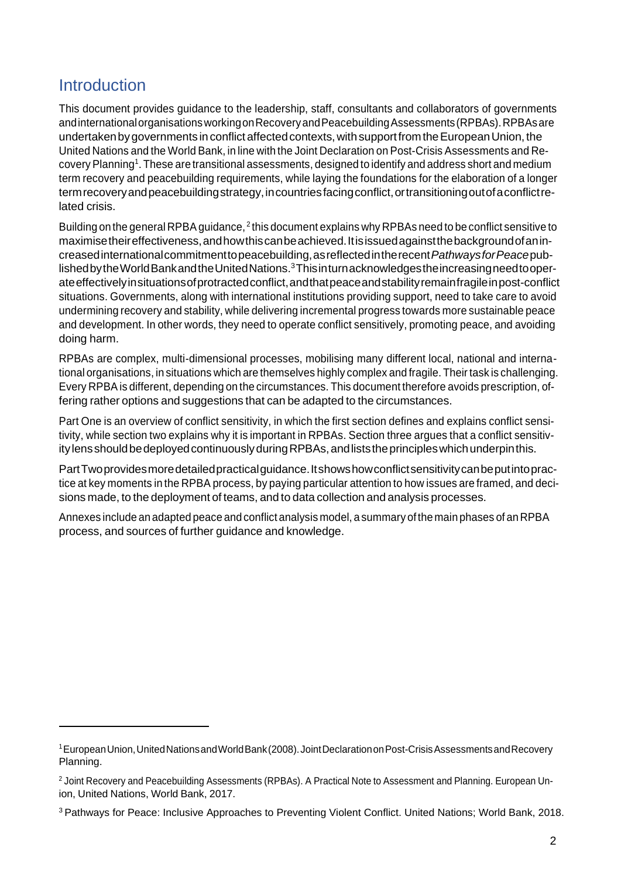## Introduction

This document provides guidance to the leadership, staff, consultants and collaborators of governments and international organisations working on Recovery and Peacebuilding Assessments (RPBAs). RPBAs are undertaken by governments in conflict affected contexts, with support from the European Union, the United Nations and the World Bank, in line with the Joint Declaration on Post-Crisis Assessments and Recovery Planning[1]. These are transitional assessments, designed to identify and address short and medium term recovery and peacebuilding requirements, while laying the foundations for the elaboration of a longer term recovery and peacebuilding strategy, in countries facing conflict, or transitioning out of a conflict related crisis.

Building on the general RPBA guidance,[2] this document explains why RPBAs need to be conflict sensitive to maximise their effectiveness, and how this can be achieved. It is issued against the background of an increased international commitment to peacebuilding, as reflected in the recent *Pathways for Peace* published by the World Bank and the United Nations.[3] This in turn acknowledges the increasing need to operate effectively in situations of protracted conflict, and that peace and stability remain fragile in post-conflict situations. Governments, along with international institutions providing support, need to take care to avoid undermining recovery and stability, while delivering incremental progress towards more sustainable peace and development. In other words, they need to operate conflict sensitively, promoting peace, and avoiding doing harm.

RPBAs are complex, multi-dimensional processes, mobilising many different local, national and international organisations, in situations which are themselves highly complex and fragile. Their task is challenging. Every RPBA is different, depending on the circumstances. This document therefore avoids prescription, offering rather options and suggestions that can be adapted to the circumstances.

Part One is an overview of conflict sensitivity, in which the first section defines and explains conflict sensitivity, while section two explains why it is important in RPBAs. Section three argues that a conflict sensitivity lens should be deployed continuously during RPBAs, and lists the principles which underpin this.

Part Two provides more detailed practical guidance. It shows how conflict sensitivity can be put into practice at key moments in the RPBA process, by paying particular attention to how issues are framed, and decisions made, to the deployment of teams, and to data collection and analysis processes.

Annexes include an adapted peace and conflict analysis model, a summary of the main phases of an RPBA process, and sources of further guidance and knowledge.

---

[1] European Union, United Nations and World Bank (2008). Joint Declaration on Post-Crisis Assessments and Recovery Planning.

[2] Joint Recovery and Peacebuilding Assessments (RPBAs). A Practical Note to Assessment and Planning. European Union, United Nations, World Bank, 2017.

[3] Pathways for Peace: Inclusive Approaches to Preventing Violent Conflict. United Nations; World Bank, 2018.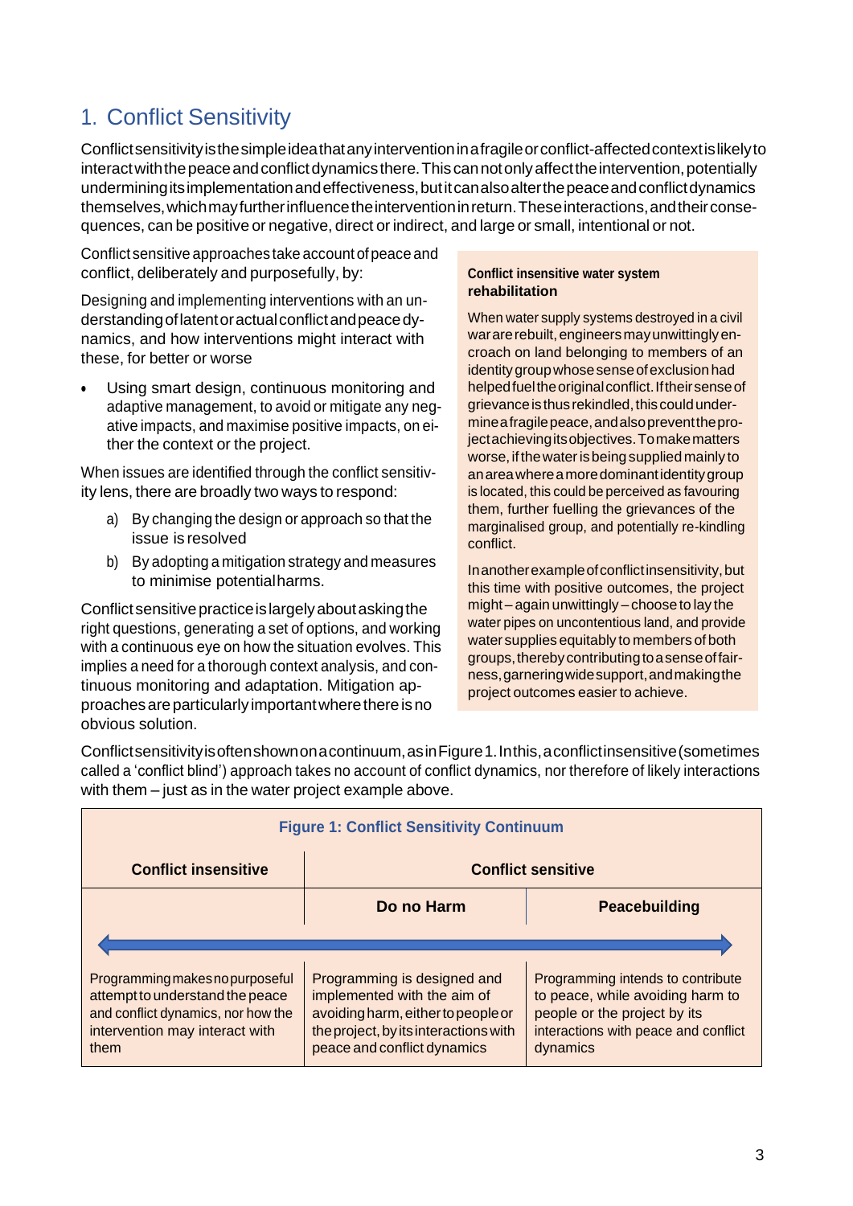# 1. Conflict Sensitivity

Conflict sensitivity is the simple idea that any intervention in a fragile or conflict-affected context is likely to interact with the peace and conflict dynamics there. This can not only affect the intervention, potentially undermining its implementation and effectiveness, but it can also alter the peace and conflict dynamics themselves, which may further influence the intervention in return. These interactions, and their consequences, can be positive or negative, direct or indirect, and large or small, intentional or not.

Conflict sensitive approaches take account of peace and conflict, deliberately and purposefully, by:

Designing and implementing interventions with an understanding of latent or actual conflict and peace dynamics, and how interventions might interact with these, for better or worse

- Using smart design, continuous monitoring and adaptive management, to avoid or mitigate any negative impacts, and maximise positive impacts, on either the context or the project.

When issues are identified through the conflict sensitivity lens, there are broadly two ways to respond:

a) By changing the design or approach so that the issue is resolved

b) By adopting a mitigation strategy and measures to minimise potential harms.

Conflict sensitive practice is largely about asking the right questions, generating a set of options, and working with a continuous eye on how the situation evolves. This implies a need for a thorough context analysis, and continuous monitoring and adaptation. Mitigation approaches are particularly important where there is no obvious solution.

> **Conflict insensitive water system rehabilitation**
>
> When water supply systems destroyed in a civil war are rebuilt, engineers may unwittingly encroach on land belonging to members of an identity group whose sense of exclusion had helped fuel the original conflict. If their sense of grievance is thus rekindled, this could undermine a fragile peace, and also prevent the project achieving its objectives. To make matters worse, if the water is being supplied mainly to an area where a more dominant identity group is located, this could be perceived as favouring them, further fuelling the grievances of the marginalised group, and potentially re-kindling conflict.
>
> In another example of conflict insensitivity, but this time with positive outcomes, the project might – again unwittingly – choose to lay the water pipes on uncontentious land, and provide water supplies equitably to members of both groups, thereby contributing to a sense of fairness, garnering wide support, and making the project outcomes easier to achieve.

Conflict sensitivity is often shown on a continuum, as in Figure 1. In this, a conflict insensitive (sometimes called a 'conflict blind') approach takes no account of conflict dynamics, nor therefore of likely interactions with them – just as in the water project example above.

**Figure 1: Conflict Sensitivity Continuum**

| Conflict insensitive | Conflict sensitive | |
|---|---|---|
| | Do no Harm | Peacebuilding |
| Programming makes no purposeful attempt to understand the peace and conflict dynamics, nor how the intervention may interact with them | Programming is designed and implemented with the aim of avoiding harm, either to people or the project, by its interactions with peace and conflict dynamics | Programming intends to contribute to peace, while avoiding harm to people or the project by its interactions with peace and conflict dynamics |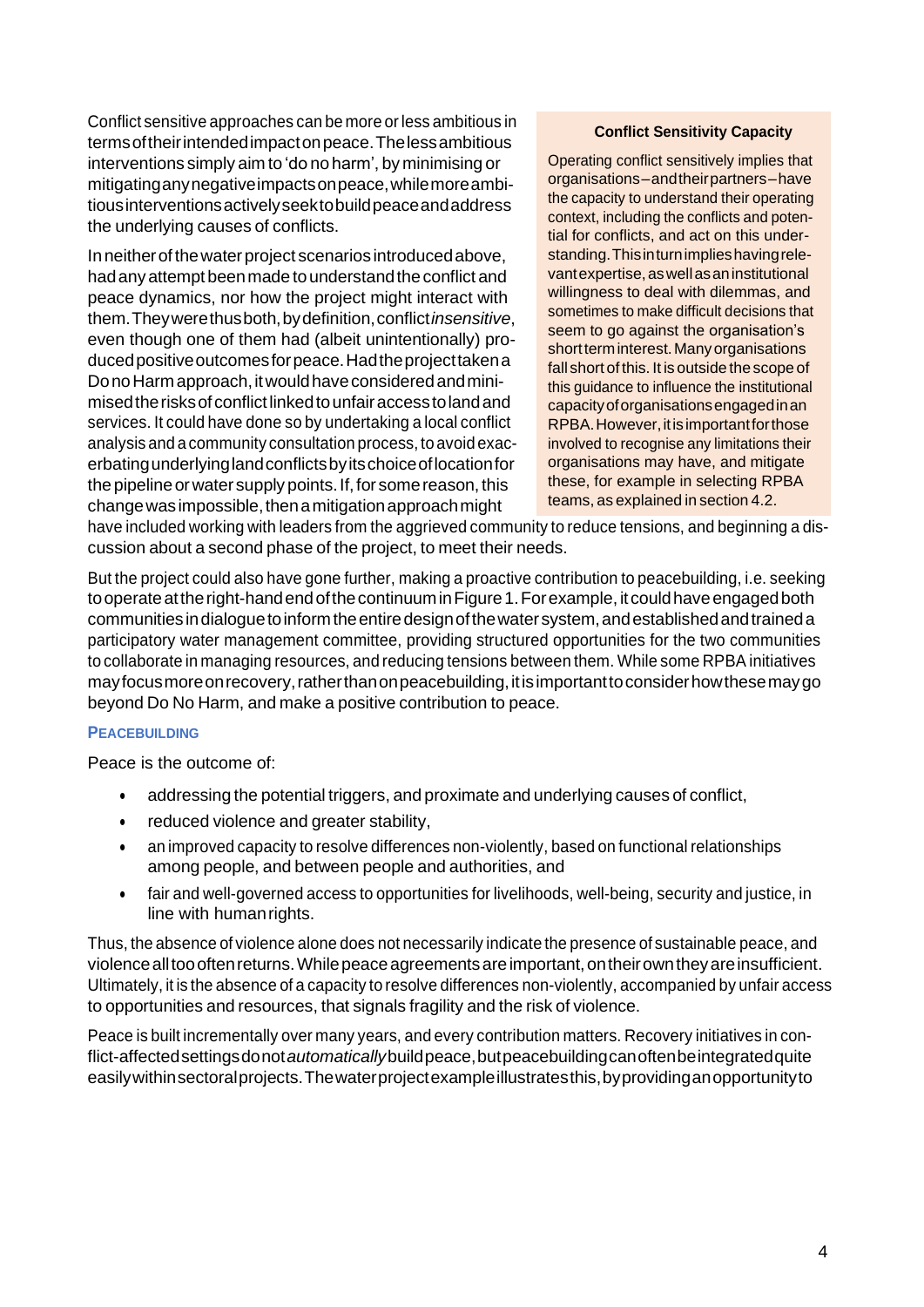Conflict sensitive approaches can be more or less ambitious in terms of their intended impact on peace. The less ambitious interventions simply aim to 'do no harm', by minimising or mitigating any negative impacts on peace, while more ambitious interventions actively seek to build peace and address the underlying causes of conflicts.

In neither of the water project scenarios introduced above, had any attempt been made to understand the conflict and peace dynamics, nor how the project might interact with them. They were thus both, by definition, conflict *insensitive*, even though one of them had (albeit unintentionally) produced positive outcomes for peace. Had the project taken a Do no Harm approach, it would have considered and minimised the risks of conflict linked to unfair access to land and services. It could have done so by undertaking a local conflict analysis and a community consultation process, to avoid exacerbating underlying land conflicts by its choice of location for the pipeline or water supply points. If, for some reason, this change was impossible, then a mitigation approach might have included working with leaders from the aggrieved community to reduce tensions, and beginning a discussion about a second phase of the project, to meet their needs.

> **Conflict Sensitivity Capacity**
>
> Operating conflict sensitively implies that organisations – and their partners – have the capacity to understand their operating context, including the conflicts and potential for conflicts, and act on this understanding. This in turn implies having relevant expertise, as well as an institutional willingness to deal with dilemmas, and sometimes to make difficult decisions that seem to go against the organisation's short term interest. Many organisations fall short of this. It is outside the scope of this guidance to influence the institutional capacity of organisations engaged in an RPBA. However, it is important for those involved to recognise any limitations their organisations may have, and mitigate these, for example in selecting RPBA teams, as explained in section 4.2.

But the project could also have gone further, making a proactive contribution to peacebuilding, i.e. seeking to operate at the right-hand end of the continuum in Figure 1. For example, it could have engaged both communities in dialogue to inform the entire design of the water system, and established and trained a participatory water management committee, providing structured opportunities for the two communities to collaborate in managing resources, and reducing tensions between them. While some RPBA initiatives may focus more on recovery, rather than on peacebuilding, it is important to consider how these may go beyond Do No Harm, and make a positive contribution to peace.

### PEACEBUILDING

Peace is the outcome of:

- addressing the potential triggers, and proximate and underlying causes of conflict,
- reduced violence and greater stability,
- an improved capacity to resolve differences non-violently, based on functional relationships among people, and between people and authorities, and
- fair and well-governed access to opportunities for livelihoods, well-being, security and justice, in line with human rights.

Thus, the absence of violence alone does not necessarily indicate the presence of sustainable peace, and violence all too often returns. While peace agreements are important, on their own they are insufficient. Ultimately, it is the absence of a capacity to resolve differences non-violently, accompanied by unfair access to opportunities and resources, that signals fragility and the risk of violence.

Peace is built incrementally over many years, and every contribution matters. Recovery initiatives in conflict-affected settings do not *automatically* build peace, but peacebuilding can often be integrated quite easily within sectoral projects. The water project example illustrates this, by providing an opportunity to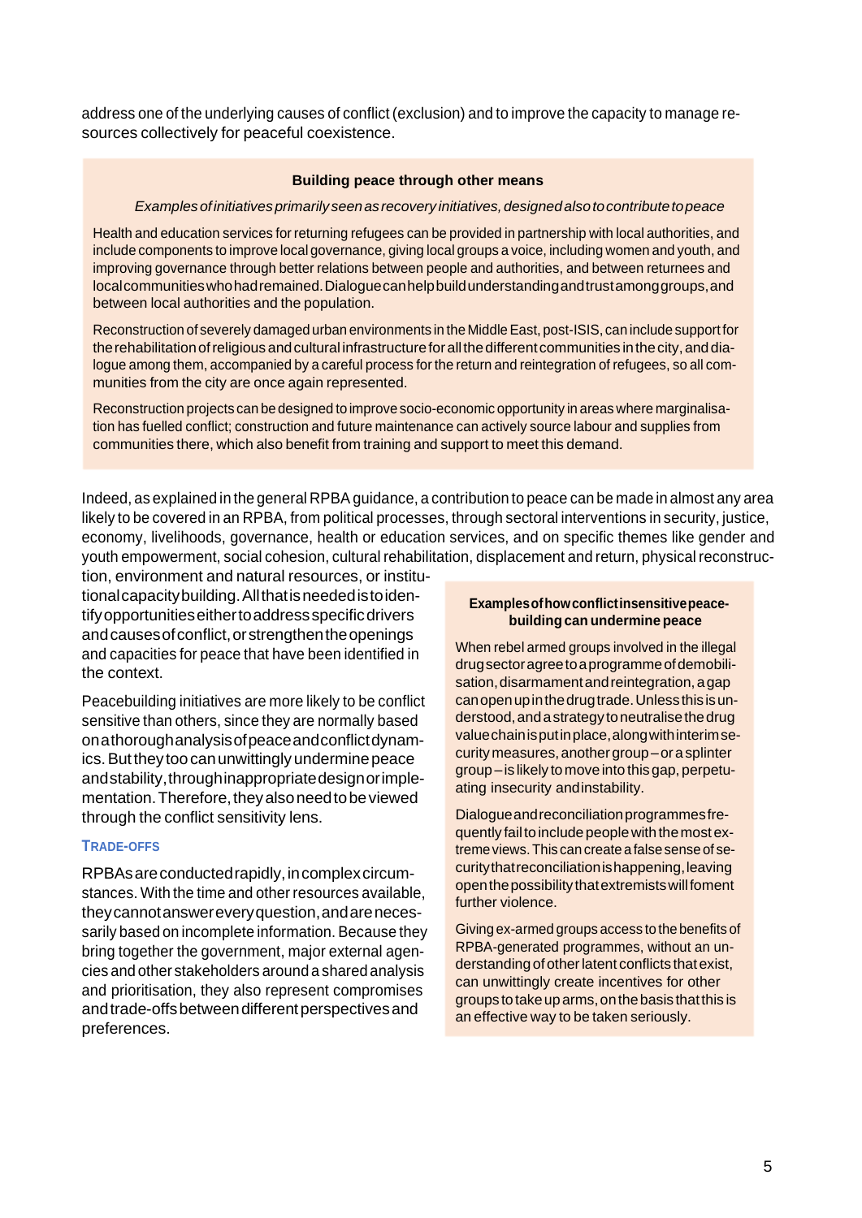address one of the underlying causes of conflict (exclusion) and to improve the capacity to manage resources collectively for peaceful coexistence.

> **Building peace through other means**
>
> *Examples of initiatives primarily seen as recovery initiatives, designed also to contribute to peace*
>
> Health and education services for returning refugees can be provided in partnership with local authorities, and include components to improve local governance, giving local groups a voice, including women and youth, and improving governance through better relations between people and authorities, and between returnees and local communities who had remained. Dialogue can help build understanding and trust among groups, and between local authorities and the population.
>
> Reconstruction of severely damaged urban environments in the Middle East, post-ISIS, can include support for the rehabilitation of religious and cultural infrastructure for all the different communities in the city, and dialogue among them, accompanied by a careful process for the return and reintegration of refugees, so all communities from the city are once again represented.
>
> Reconstruction projects can be designed to improve socio-economic opportunity in areas where marginalisation has fuelled conflict; construction and future maintenance can actively source labour and supplies from communities there, which also benefit from training and support to meet this demand.

Indeed, as explained in the general RPBA guidance, a contribution to peace can be made in almost any area likely to be covered in an RPBA, from political processes, through sectoral interventions in security, justice, economy, livelihoods, governance, health or education services, and on specific themes like gender and youth empowerment, social cohesion, cultural rehabilitation, displacement and return, physical reconstruction, environment and natural resources, or institutional capacity building. All that is needed is to identify opportunities either to address specific drivers and causes of conflict, or strengthen the openings and capacities for peace that have been identified in the context.

Peacebuilding initiatives are more likely to be conflict sensitive than others, since they are normally based on a thorough analysis of peace and conflict dynamics. But they too can unwittingly undermine peace and stability, through inappropriate design or implementation. Therefore, they also need to be viewed through the conflict sensitivity lens.

> **Examples of how conflict insensitive peacebuilding can undermine peace**
>
> When rebel armed groups involved in the illegal drug sector agree to a programme of demobilisation, disarmament and reintegration, a gap can open up in the drug trade. Unless this is understood, and a strategy to neutralise the drug value chain is put in place, along with interim security measures, another group – or a splinter group – is likely to move into this gap, perpetuating insecurity and instability.
>
> Dialogue and reconciliation programmes frequently fail to include people with the most extreme views. This can create a false sense of security that reconciliation is happening, leaving open the possibility that extremists will foment further violence.
>
> Giving ex-armed groups access to the benefits of RPBA-generated programmes, without an understanding of other latent conflicts that exist, can unwittingly create incentives for other groups to take up arms, on the basis that this is an effective way to be taken seriously.

#### TRADE-OFFS

RPBAs are conducted rapidly, in complex circumstances. With the time and other resources available, they cannot answer every question, and are necessarily based on incomplete information. Because they bring together the government, major external agencies and other stakeholders around a shared analysis and prioritisation, they also represent compromises and trade-offs between different perspectives and preferences.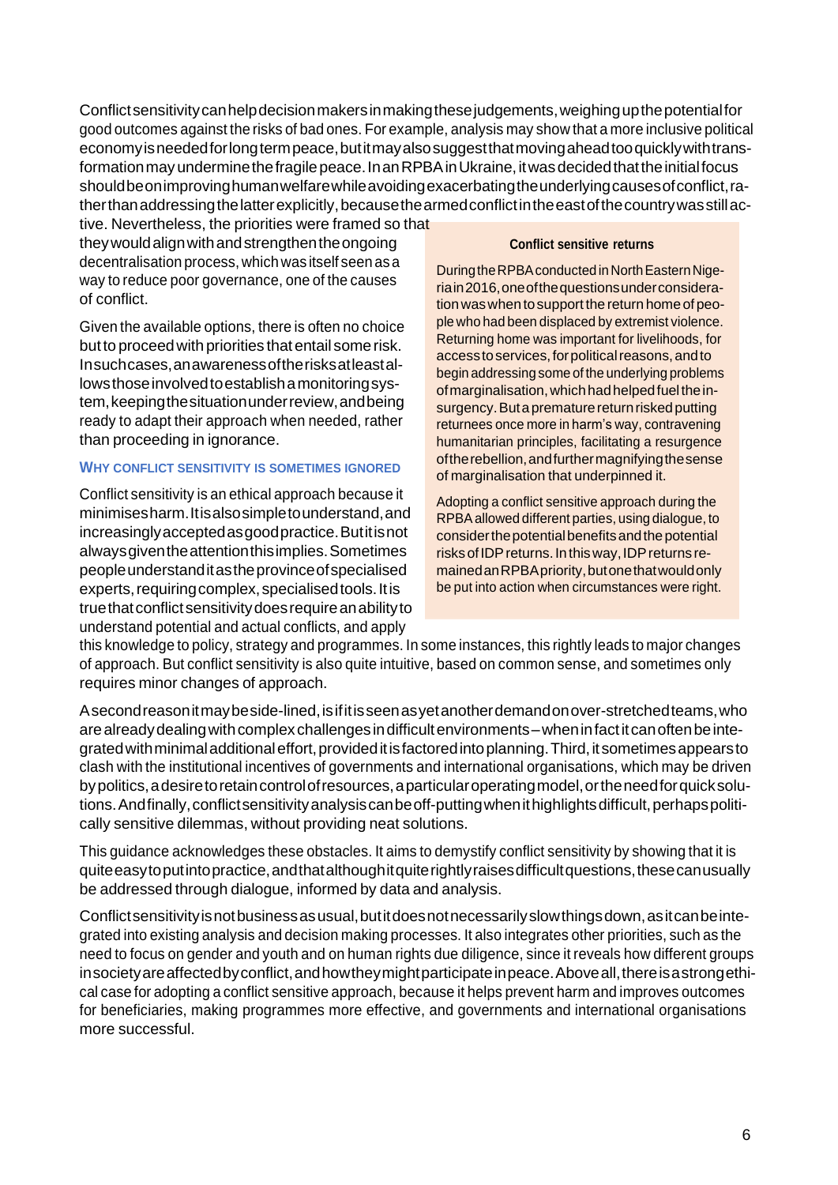Conflict sensitivity can help decision makers in making these judgements, weighing up the potential for good outcomes against the risks of bad ones. For example, analysis may show that a more inclusive political economy is needed for long term peace, but it may also suggest that moving ahead too quickly with transformation may undermine the fragile peace. In an RPBA in Ukraine, it was decided that the initial focus should be on improving human welfare while avoiding exacerbating the underlying causes of conflict, rather than addressing the latter explicitly, because the armed conflict in the east of the country was still active. Nevertheless, the priorities were framed so that they would align with and strengthen the ongoing decentralisation process, which was itself seen as a way to reduce poor governance, one of the causes of conflict.

Given the available options, there is often no choice but to proceed with priorities that entail some risk. In such cases, an awareness of the risks at least allows those involved to establish a monitoring system, keeping the situation under review, and being ready to adapt their approach when needed, rather than proceeding in ignorance.

> **Conflict sensitive returns**
>
> During the RPBA conducted in North Eastern Nigeria in 2016, one of the questions under consideration was when to support the return home of people who had been displaced by extremist violence. Returning home was important for livelihoods, for access to services, for political reasons, and to begin addressing some of the underlying problems of marginalisation, which had helped fuel the insurgency. But a premature return risked putting returnees once more in harm's way, contravening humanitarian principles, facilitating a resurgence of the rebellion, and further magnifying the sense of marginalisation that underpinned it.
>
> Adopting a conflict sensitive approach during the RPBA allowed different parties, using dialogue, to consider the potential benefits and the potential risks of IDP returns. In this way, IDP returns remained an RPBA priority, but one that would only be put into action when circumstances were right.

### Why conflict sensitivity is sometimes ignored

Conflict sensitivity is an ethical approach because it minimises harm. It is also simple to understand, and increasingly accepted as good practice. But it is not always given the attention this implies. Sometimes people understand it as the province of specialised experts, requiring complex, specialised tools. It is true that conflict sensitivity does require an ability to understand potential and actual conflicts, and apply this knowledge to policy, strategy and programmes. In some instances, this rightly leads to major changes of approach. But conflict sensitivity is also quite intuitive, based on common sense, and sometimes only requires minor changes of approach.

A second reason it may be side-lined, is if it is seen as yet another demand on over-stretched teams, who are already dealing with complex challenges in difficult environments – when in fact it can often be integrated with minimal additional effort, provided it is factored into planning. Third, it sometimes appears to clash with the institutional incentives of governments and international organisations, which may be driven by politics, a desire to retain control of resources, a particular operating model, or the need for quick solutions. And finally, conflict sensitivity analysis can be off-putting when it highlights difficult, perhaps politically sensitive dilemmas, without providing neat solutions.

This guidance acknowledges these obstacles. It aims to demystify conflict sensitivity by showing that it is quite easy to put into practice, and that although it quite rightly raises difficult questions, these can usually be addressed through dialogue, informed by data and analysis.

Conflict sensitivity is not business as usual, but it does not necessarily slow things down, as it can be integrated into existing analysis and decision making processes. It also integrates other priorities, such as the need to focus on gender and youth and on human rights due diligence, since it reveals how different groups in society are affected by conflict, and how they might participate in peace. Above all, there is a strong ethical case for adopting a conflict sensitive approach, because it helps prevent harm and improves outcomes for beneficiaries, making programmes more effective, and governments and international organisations more successful.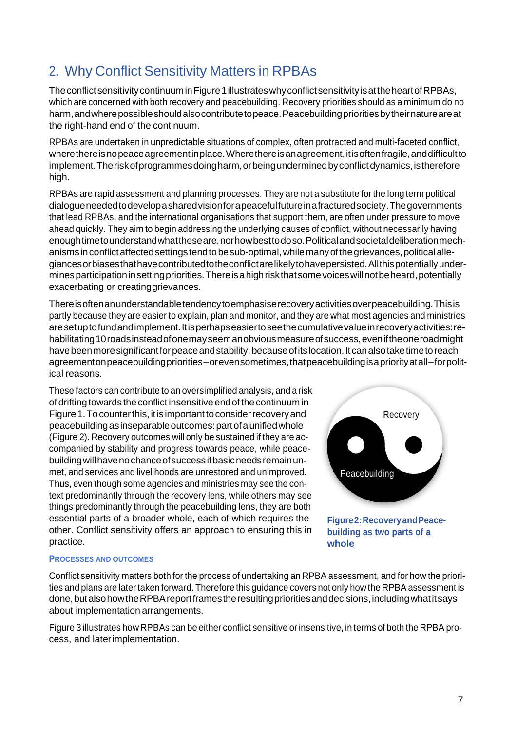## 2. Why Conflict Sensitivity Matters in RPBAs

The conflict sensitivity continuum in Figure 1 illustrates why conflict sensitivity is at the heart of RPBAs, which are concerned with both recovery and peacebuilding. Recovery priorities should as a minimum do no harm, and where possible should also contribute to peace. Peacebuilding priorities by their nature are at the right-hand end of the continuum.

RPBAs are undertaken in unpredictable situations of complex, often protracted and multi-faceted conflict, where there is no peace agreement in place. Where there is an agreement, it is often fragile, and difficult to implement. The risk of programmes doing harm, or being undermined by conflict dynamics, is therefore high.

RPBAs are rapid assessment and planning processes. They are not a substitute for the long term political dialogue needed to develop a shared vision for a peaceful future in a fractured society. The governments that lead RPBAs, and the international organisations that support them, are often under pressure to move ahead quickly. They aim to begin addressing the underlying causes of conflict, without necessarily having enough time to understand what these are, nor how best to do so. Political and societal deliberation mechanisms in conflict affected settings tend to be sub-optimal, while many of the grievances, political allegiances or biases that have contributed to the conflict are likely to have persisted. All this potentially undermines participation in setting priorities. There is a high risk that some voices will not be heard, potentially exacerbating or creating grievances.

There is often an understandable tendency to emphasise recovery activities over peacebuilding. This is partly because they are easier to explain, plan and monitor, and they are what most agencies and ministries are set up to fund and implement. It is perhaps easier to see the cumulative value in recovery activities: rehabilitating 10 roads instead of one may seem an obvious measure of success, even if the one road might have been more significant for peace and stability, because of its location. It can also take time to reach agreement on peacebuilding priorities – or even sometimes, that peacebuilding is a priority at all – for political reasons.

These factors can contribute to an oversimplified analysis, and a risk of drifting towards the conflict insensitive end of the continuum in Figure 1. To counter this, it is important to consider recovery and peacebuilding as inseparable outcomes: part of a unified whole (Figure 2). Recovery outcomes will only be sustained if they are accompanied by stability and progress towards peace, while peacebuilding will have no chance of success if basic needs remain unmet, and services and livelihoods are unrestored and unimproved. Thus, even though some agencies and ministries may see the context predominantly through the recovery lens, while others may see things predominantly through the peacebuilding lens, they are both essential parts of a broader whole, each of which requires the other. Conflict sensitivity offers an approach to ensuring this in practice.

Recovery

Peacebuilding

**Figure 2: Recovery and Peacebuilding as two parts of a whole**

### Processes and Outcomes

Conflict sensitivity matters both for the process of undertaking an RPBA assessment, and for how the priorities and plans are later taken forward. Therefore this guidance covers not only how the RPBA assessment is done, but also how the RPBA report frames the resulting priorities and decisions, including what it says about implementation arrangements.

Figure 3 illustrates how RPBAs can be either conflict sensitive or insensitive, in terms of both the RPBA process, and later implementation.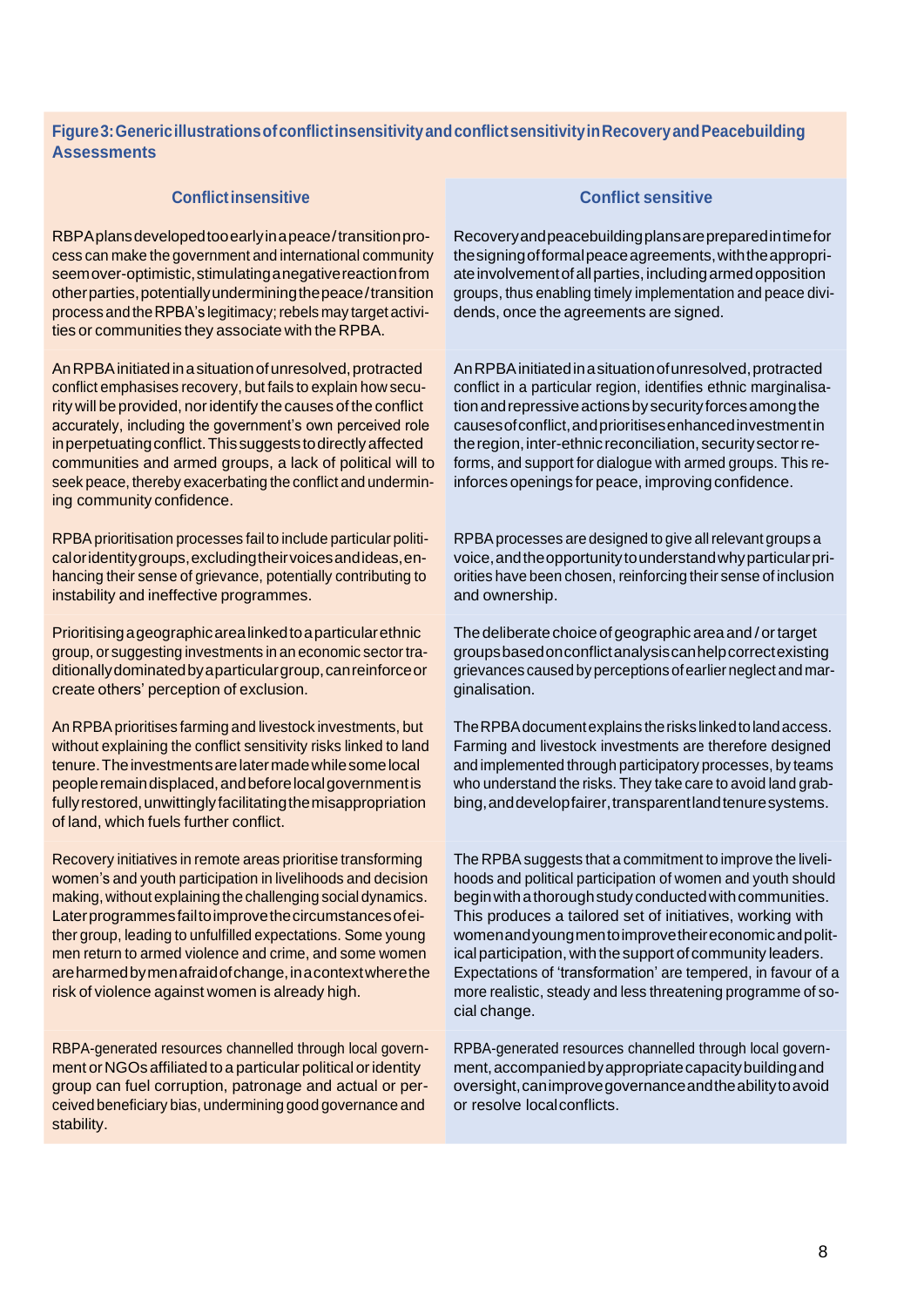**Figure 3: Generic illustrations of conflict insensitivity and conflict sensitivity in Recovery and Peacebuilding Assessments**

| Conflict insensitive | Conflict sensitive |
|---|---|
| RBPA plans developed too early in a peace/transition process can make the government and international community seem over-optimistic, stimulating a negative reaction from other parties, potentially undermining the peace/transition process and the RPBA's legitimacy; rebels may target activities or communities they associate with the RPBA. | Recovery and peacebuilding plans are prepared in time for the signing of formal peace agreements, with the appropriate involvement of all parties, including armed opposition groups, thus enabling timely implementation and peace dividends, once the agreements are signed. |
| An RPBA initiated in a situation of unresolved, protracted conflict emphasises recovery, but fails to explain how security will be provided, nor identify the causes of the conflict accurately, including the government's own perceived role in perpetuating conflict. This suggests to directly affected communities and armed groups, a lack of political will to seek peace, thereby exacerbating the conflict and undermining community confidence. | An RPBA initiated in a situation of unresolved, protracted conflict in a particular region, identifies ethnic marginalisation and repressive actions by security forces among the causes of conflict, and prioritises enhanced investment in the region, inter-ethnic reconciliation, security sector reforms, and support for dialogue with armed groups. This reinforces openings for peace, improving confidence. |
| RPBA prioritisation processes fail to include particular political or identity groups, excluding their voices and ideas, enhancing their sense of grievance, potentially contributing to instability and ineffective programmes. | RPBA processes are designed to give all relevant groups a voice, and the opportunity to understand why particular priorities have been chosen, reinforcing their sense of inclusion and ownership. |
| Prioritising a geographic area linked to a particular ethnic group, or suggesting investments in an economic sector traditionally dominated by a particular group, can reinforce or create others' perception of exclusion. | The deliberate choice of geographic area and / or target groups based on conflict analysis can help correct existing grievances caused by perceptions of earlier neglect and marginalisation. |
| An RPBA prioritises farming and livestock investments, but without explaining the conflict sensitivity risks linked to land tenure. The investments are later made while some local people remain displaced, and before local government is fully restored, unwittingly facilitating the misappropriation of land, which fuels further conflict. | The RPBA document explains the risks linked to land access. Farming and livestock investments are therefore designed and implemented through participatory processes, by teams who understand the risks. They take care to avoid land grabbing, and develop fairer, transparent land tenure systems. |
| Recovery initiatives in remote areas prioritise transforming women's and youth participation in livelihoods and decision making, without explaining the challenging social dynamics. Later programmes fail to improve the circumstances of either group, leading to unfulfilled expectations. Some young men return to armed violence and crime, and some women are harmed by men afraid of change, in a context where the risk of violence against women is already high. | The RPBA suggests that a commitment to improve the livelihoods and political participation of women and youth should begin with a thorough study conducted with communities. This produces a tailored set of initiatives, working with women and young men to improve their economic and political participation, with the support of community leaders. Expectations of 'transformation' are tempered, in favour of a more realistic, steady and less threatening programme of social change. |
| RBPA-generated resources channelled through local government or NGOs affiliated to a particular political or identity group can fuel corruption, patronage and actual or perceived beneficiary bias, undermining good governance and stability. | RPBA-generated resources channelled through local government, accompanied by appropriate capacity building and oversight, can improve governance and the ability to avoid or resolve local conflicts. |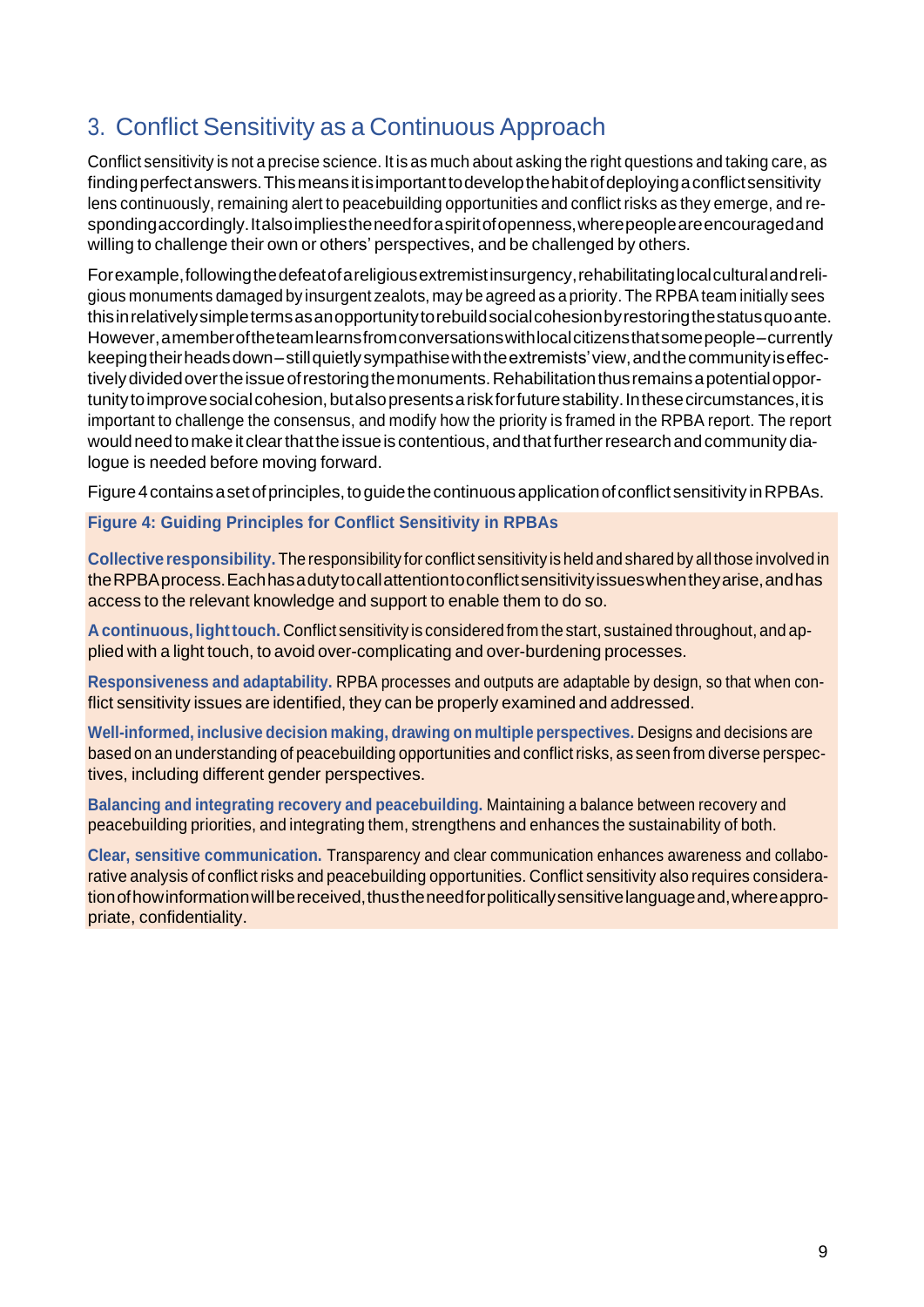## 3. Conflict Sensitivity as a Continuous Approach

Conflict sensitivity is not a precise science. It is as much about asking the right questions and taking care, as finding perfect answers. This means it is important to develop the habit of deploying a conflict sensitivity lens continuously, remaining alert to peacebuilding opportunities and conflict risks as they emerge, and responding accordingly. It also implies the need for a spirit of openness, where people are encouraged and willing to challenge their own or others' perspectives, and be challenged by others.

For example, following the defeat of a religious extremist insurgency, rehabilitating local cultural and religious monuments damaged by insurgent zealots, may be agreed as a priority. The RPBA team initially sees this in relatively simple terms as an opportunity to rebuild social cohesion by restoring the status quo ante. However, a member of the team learns from conversations with local citizens that some people – currently keeping their heads down – still quietly sympathise with the extremists' view, and the community is effectively divided over the issue of restoring the monuments. Rehabilitation thus remains a potential opportunity to improve social cohesion, but also presents a risk for future stability. In these circumstances, it is important to challenge the consensus, and modify how the priority is framed in the RPBA report. The report would need to make it clear that the issue is contentious, and that further research and community dialogue is needed before moving forward.

Figure 4 contains a set of principles, to guide the continuous application of conflict sensitivity in RPBAs.

**Figure 4: Guiding Principles for Conflict Sensitivity in RPBAs**

**Collective responsibility.** The responsibility for conflict sensitivity is held and shared by all those involved in the RPBA process. Each has a duty to call attention to conflict sensitivity issues when they arise, and has access to the relevant knowledge and support to enable them to do so.

**A continuous, light touch.** Conflict sensitivity is considered from the start, sustained throughout, and applied with a light touch, to avoid over-complicating and over-burdening processes.

**Responsiveness and adaptability.** RPBA processes and outputs are adaptable by design, so that when conflict sensitivity issues are identified, they can be properly examined and addressed.

**Well-informed, inclusive decision making, drawing on multiple perspectives.** Designs and decisions are based on an understanding of peacebuilding opportunities and conflict risks, as seen from diverse perspectives, including different gender perspectives.

**Balancing and integrating recovery and peacebuilding.** Maintaining a balance between recovery and peacebuilding priorities, and integrating them, strengthens and enhances the sustainability of both.

**Clear, sensitive communication.** Transparency and clear communication enhances awareness and collaborative analysis of conflict risks and peacebuilding opportunities. Conflict sensitivity also requires consideration of how information will be received, thus the need for politically sensitive language and, where appropriate, confidentiality.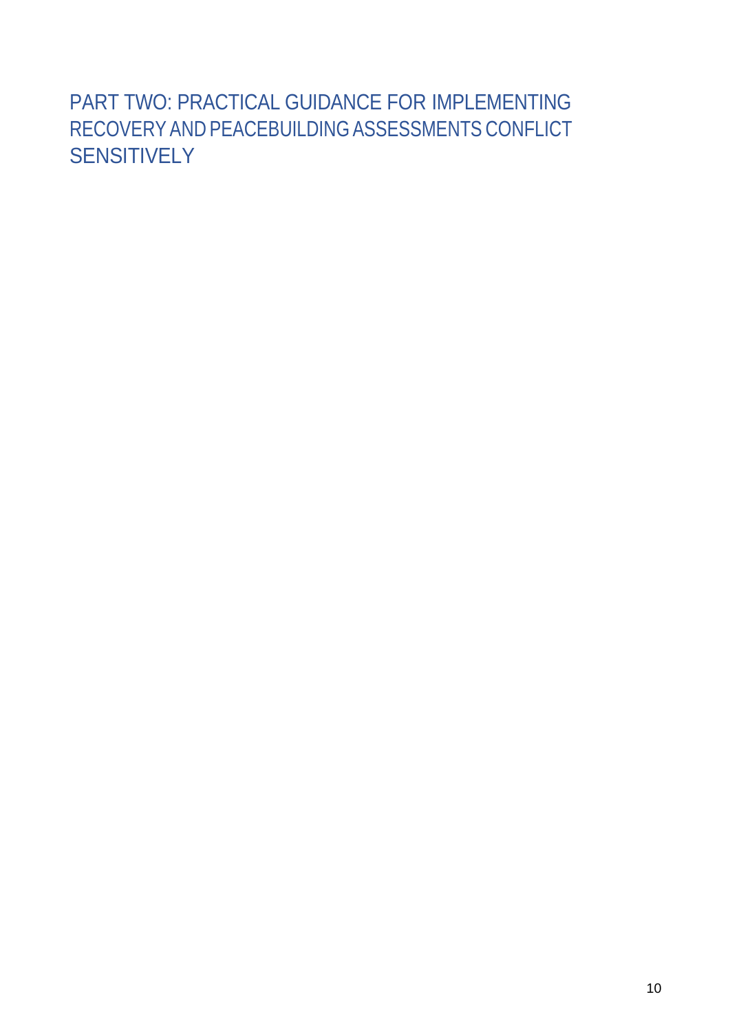# PART TWO: PRACTICAL GUIDANCE FOR IMPLEMENTING RECOVERY AND PEACEBUILDING ASSESSMENTS CONFLICT SENSITIVELY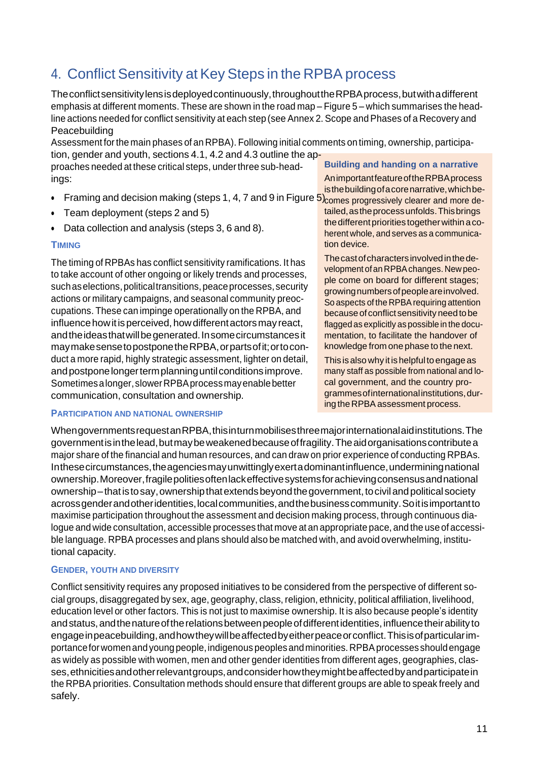## 4. Conflict Sensitivity at Key Steps in the RPBA process

The conflict sensitivity lens is deployed continuously, throughout the RPBA process, but with a different emphasis at different moments. These are shown in the road map – Figure 5 – which summarises the headline actions needed for conflict sensitivity at each step (see Annex 2. Scope and Phases of a Recovery and Peacebuilding Assessment for the main phases of an RPBA). Following initial comments on timing, ownership, participation, gender and youth, sections 4.1, 4.2 and 4.3 outline the approaches needed at these critical steps, under three sub-headings:

- Framing and decision making (steps 1, 4, 7 and 9 in Figure 5)
- Team deployment (steps 2 and 5)
- Data collection and analysis (steps 3, 6 and 8).

### Timing

The timing of RPBAs has conflict sensitivity ramifications. It has to take account of other ongoing or likely trends and processes, such as elections, political transitions, peace processes, security actions or military campaigns, and seasonal community preoccupations. These can impinge operationally on the RPBA, and influence how it is perceived, how different actors may react, and the ideas that will be generated. In some circumstances it may make sense to postpone the RPBA, or parts of it; or to conduct a more rapid, highly strategic assessment, lighter on detail, and postpone longer term planning until conditions improve. Sometimes a longer, slower RPBA process may enable better communication, consultation and ownership.

> **Building and handing on a narrative**
>
> An important feature of the RPBA process is the building of a core narrative, which becomes progressively clearer and more detailed, as the process unfolds. This brings the different priorities together within a coherent whole, and serves as a communication device.
>
> The cast of characters involved in the development of an RPBA changes. New people come on board for different stages; growing numbers of people are involved. So aspects of the RPBA requiring attention because of conflict sensitivity need to be flagged as explicitly as possible in the documentation, to facilitate the handover of knowledge from one phase to the next.
>
> This is also why it is helpful to engage as many staff as possible from national and local government, and the country programmes of international institutions, during the RPBA assessment process.

### Participation and national ownership

When governments request an RPBA, this in turn mobilises three major international aid institutions. The government is in the lead, but may be weakened because of fragility. The aid organisations contribute a major share of the financial and human resources, and can draw on prior experience of conducting RPBAs. In these circumstances, the agencies may unwittingly exert a dominant influence, undermining national ownership. Moreover, fragile polities often lack effective systems for achieving consensus and national ownership – that is to say, ownership that extends beyond the government, to civil and political society across gender and other identities, local communities, and the business community. So it is important to maximise participation throughout the assessment and decision making process, through continuous dialogue and wide consultation, accessible processes that move at an appropriate pace, and the use of accessible language. RPBA processes and plans should also be matched with, and avoid overwhelming, institutional capacity.

### Gender, youth and diversity

Conflict sensitivity requires any proposed initiatives to be considered from the perspective of different social groups, disaggregated by sex, age, geography, class, religion, ethnicity, political affiliation, livelihood, education level or other factors. This is not just to maximise ownership. It is also because people's identity and status, and the nature of the relations between people of different identities, influence their ability to engage in peacebuilding, and how they will be affected by either peace or conflict. This is of particular importance for women and young people, indigenous peoples and minorities. RPBA processes should engage as widely as possible with women, men and other gender identities from different ages, geographies, classes, ethnicities and other relevant groups, and consider how they might be affected by and participate in the RPBA priorities. Consultation methods should ensure that different groups are able to speak freely and safely.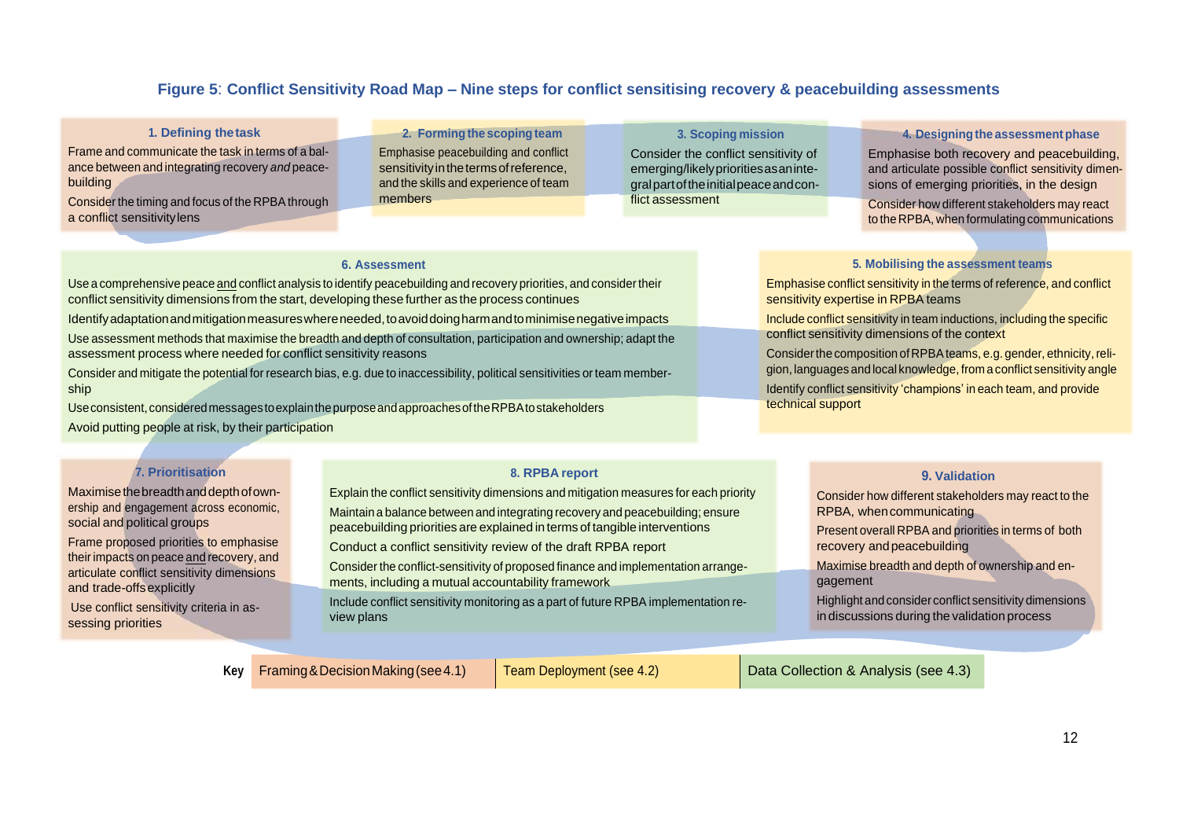**Figure 5**: **Conflict Sensitivity Road Map – Nine steps for conflict sensitising recovery & peacebuilding assessments**

### 1. Defining the task

Frame and communicate the task in terms of a balance between and integrating recovery *and* peacebuilding

Consider the timing and focus of the RPBA through a conflict sensitivity lens

### 2. Forming the scoping team

Emphasise peacebuilding and conflict sensitivity in the terms of reference, and the skills and experience of team members

### 3. Scoping mission

Consider the conflict sensitivity of emerging/likely priorities as an integral part of the initial peace and conflict assessment

### 4. Designing the assessment phase

Emphasise both recovery and peacebuilding, and articulate possible conflict sensitivity dimensions of emerging priorities, in the design

Consider how different stakeholders may react to the RPBA, when formulating communications

### 5. Mobilising the assessment teams

Emphasise conflict sensitivity in the terms of reference, and conflict sensitivity expertise in RPBA teams

Include conflict sensitivity in team inductions, including the specific conflict sensitivity dimensions of the context

Consider the composition of RPBA teams, e.g. gender, ethnicity, religion, languages and local knowledge, from a conflict sensitivity angle

Identify conflict sensitivity 'champions' in each team, and provide technical support

### 6. Assessment

Use a comprehensive peace and conflict analysis to identify peacebuilding and recovery priorities, and consider their conflict sensitivity dimensions from the start, developing these further as the process continues

Identify adaptation and mitigation measures where needed, to avoid doing harm and to minimise negative impacts

Use assessment methods that maximise the breadth and depth of consultation, participation and ownership; adapt the assessment process where needed for conflict sensitivity reasons

Consider and mitigate the potential for research bias, e.g. due to inaccessibility, political sensitivities or team membership

Use consistent, considered messages to explain the purpose and approaches of the RPBA to stakeholders

Avoid putting people at risk, by their participation

### 7. Prioritisation

Maximise the breadth and depth of ownership and engagement across economic, social and political groups

Frame proposed priorities to emphasise their impacts on peace and recovery, and articulate conflict sensitivity dimensions and trade-offs explicitly

Use conflict sensitivity criteria in assessing priorities

### 8. RPBA report

Explain the conflict sensitivity dimensions and mitigation measures for each priority

Maintain a balance between and integrating recovery and peacebuilding; ensure peacebuilding priorities are explained in terms of tangible interventions

Conduct a conflict sensitivity review of the draft RPBA report

Consider the conflict-sensitivity of proposed finance and implementation arrangements, including a mutual accountability framework

Include conflict sensitivity monitoring as a part of future RPBA implementation review plans

### 9. Validation

Consider how different stakeholders may react to the RPBA, when communicating

Present overall RPBA and priorities in terms of both recovery and peacebuilding

Maximise breadth and depth of ownership and engagement

Highlight and consider conflict sensitivity dimensions in discussions during the validation process

**Key**

| Framing & Decision Making (see 4.1) | Team Deployment (see 4.2) | Data Collection & Analysis (see 4.3) |
|---|---|---|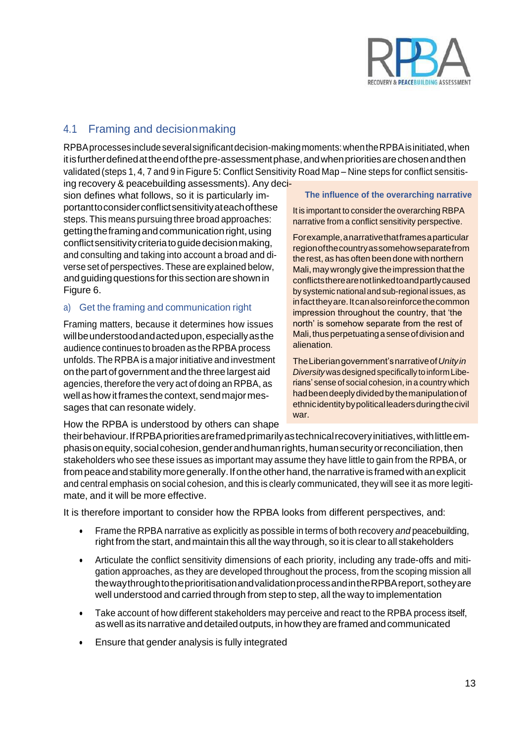## 4.1 Framing and decision making

RPBA processes include several significant decision-making moments: when the RPBA is initiated, when it is further defined at the end of the pre-assessment phase, and when priorities are chosen and then validated (steps 1, 4, 7 and 9 in Figure 5: Conflict Sensitivity Road Map – Nine steps for conflict sensitising recovery & peacebuilding assessments). Any decision defines what follows, so it is particularly important to consider conflict sensitivity at each of these steps. This means pursuing three broad approaches: getting the framing and communication right, using conflict sensitivity criteria to guide decision making, and consulting and taking into account a broad and diverse set of perspectives. These are explained below, and guiding questions for this section are shown in Figure 6.

### a) Get the framing and communication right

Framing matters, because it determines how issues will be understood and acted upon, especially as the audience continues to broaden as the RPBA process unfolds. The RPBA is a major initiative and investment on the part of government and the three largest aid agencies, therefore the very act of doing an RPBA, as well as how it frames the context, send major messages that can resonate widely.

> **The influence of the overarching narrative**
>
> It is important to consider the overarching RBPA narrative from a conflict sensitivity perspective.
>
> For example, a narrative that frames a particular region of the country as somehow separate from the rest, as has often been done with northern Mali, may wrongly give the impression that the conflicts there are not linked to and partly caused by systemic national and sub-regional issues, as in fact they are. It can also reinforce the common impression throughout the country, that 'the north' is somehow separate from the rest of Mali, thus perpetuating a sense of division and alienation.
>
> The Liberian government's narrative of *Unity in Diversity* was designed specifically to inform Liberians' sense of social cohesion, in a country which had been deeply divided by the manipulation of ethnic identity by political leaders during the civil war.

How the RPBA is understood by others can shape their behaviour. If RPBA priorities are framed primarily as technical recovery initiatives, with little emphasis on equity, social cohesion, gender and human rights, human security or reconciliation, then stakeholders who see these issues as important may assume they have little to gain from the RPBA, or from peace and stability more generally. If on the other hand, the narrative is framed with an explicit and central emphasis on social cohesion, and this is clearly communicated, they will see it as more legitimate, and it will be more effective.

It is therefore important to consider how the RPBA looks from different perspectives, and:

- Frame the RPBA narrative as explicitly as possible in terms of both recovery *and* peacebuilding, right from the start, and maintain this all the way through, so it is clear to all stakeholders
- Articulate the conflict sensitivity dimensions of each priority, including any trade-offs and mitigation approaches, as they are developed throughout the process, from the scoping mission all the way through to the prioritisation and validation process and in the RPBA report, so they are well understood and carried through from step to step, all the way to implementation
- Take account of how different stakeholders may perceive and react to the RPBA process itself, as well as its narrative and detailed outputs, in how they are framed and communicated
- Ensure that gender analysis is fully integrated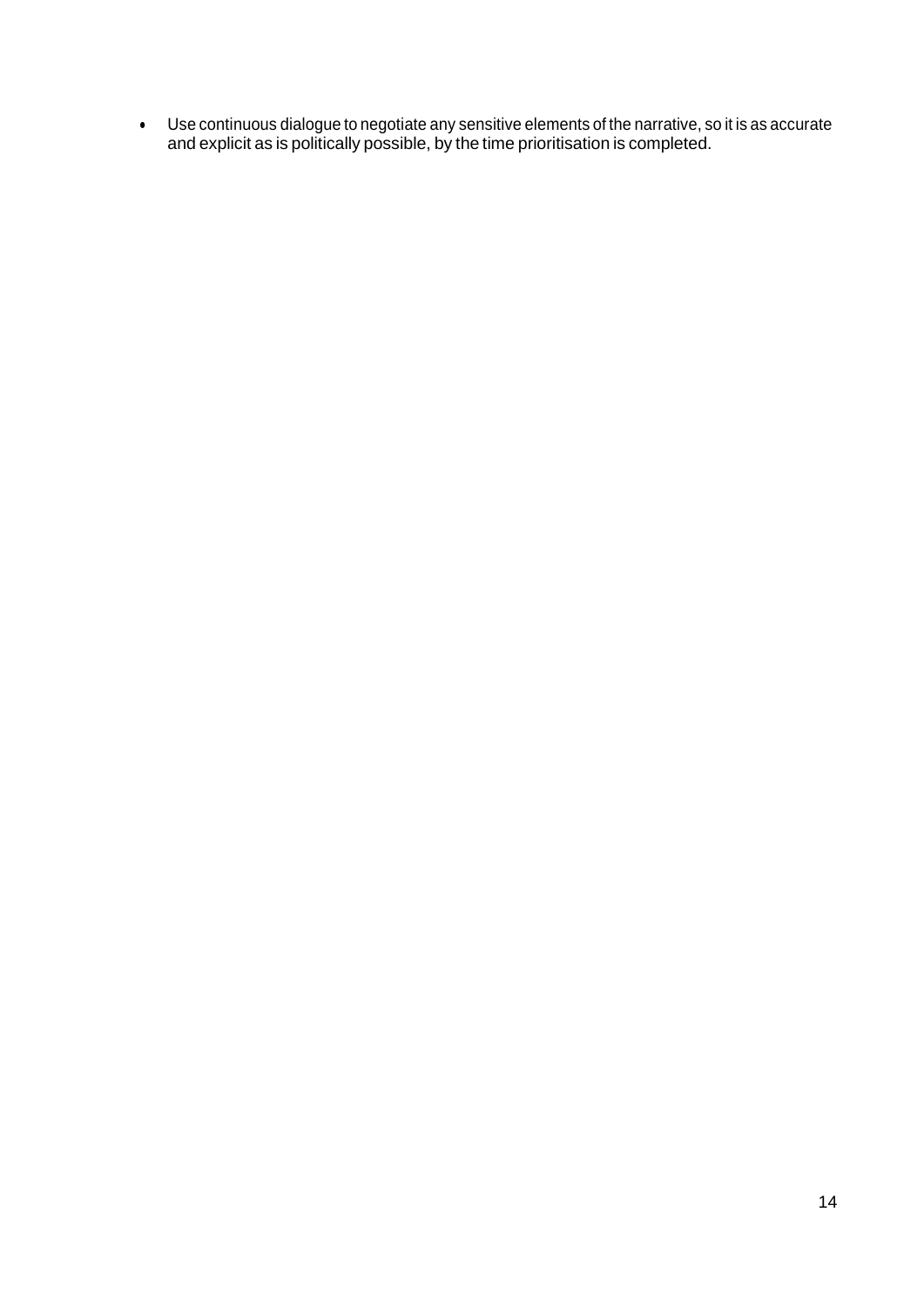- Use continuous dialogue to negotiate any sensitive elements of the narrative, so it is as accurate and explicit as is politically possible, by the time prioritisation is completed.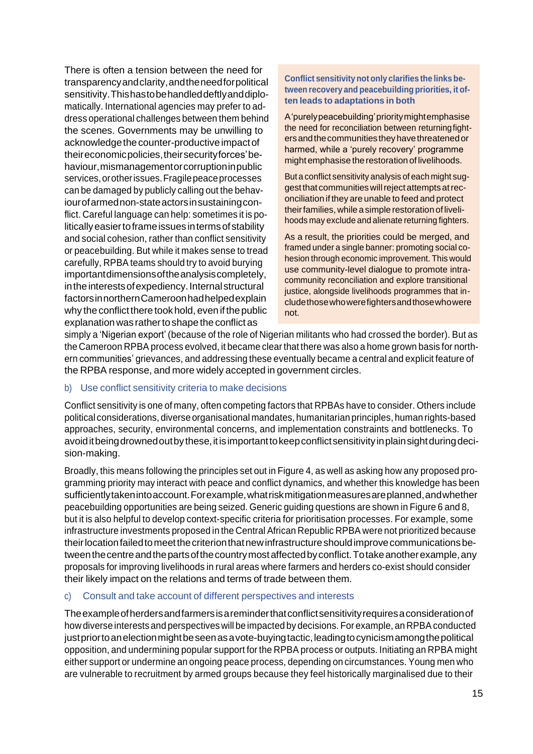There is often a tension between the need for transparency and clarity, and the need for political sensitivity. This has to be handled deftly and diplomatically. International agencies may prefer to address operational challenges between them behind the scenes. Governments may be unwilling to acknowledge the counter-productive impact of their economic policies, their security forces' behaviour, mismanagement or corruption in public services, or other issues. Fragile peace processes can be damaged by publicly calling out the behaviour of armed non-state actors in sustaining conflict. Careful language can help: sometimes it is politically easier to frame issues in terms of stability and social cohesion, rather than conflict sensitivity or peacebuilding. But while it makes sense to tread carefully, RPBA teams should try to avoid burying important dimensions of the analysis completely, in the interests of expediency. Internal structural factors in northern Cameroon had helped explain why the conflict there took hold, even if the public explanation was rather to shape the conflict as simply a 'Nigerian export' (because of the role of Nigerian militants who had crossed the border). But as the Cameroon RPBA process evolved, it became clear that there was also a home grown basis for northern communities' grievances, and addressing these eventually became a central and explicit feature of the RPBA response, and more widely accepted in government circles.

> **Conflict sensitivity not only clarifies the links between recovery and peacebuilding priorities, it often leads to adaptations in both**
>
> A 'purely peacebuilding' priority might emphasise the need for reconciliation between returning fighters and the communities they have threatened or harmed, while a 'purely recovery' programme might emphasise the restoration of livelihoods.
>
> But a conflict sensitivity analysis of each might suggest that communities will reject attempts at reconciliation if they are unable to feed and protect their families, while a simple restoration of livelihoods may exclude and alienate returning fighters.
>
> As a result, the priorities could be merged, and framed under a single banner: promoting social cohesion through economic improvement. This would use community-level dialogue to promote intra-community reconciliation and explore transitional justice, alongside livelihoods programmes that include those who were fighters and those who were not.

### b) Use conflict sensitivity criteria to make decisions

Conflict sensitivity is one of many, often competing factors that RPBAs have to consider. Others include political considerations, diverse organisational mandates, humanitarian principles, human rights-based approaches, security, environmental concerns, and implementation constraints and bottlenecks. To avoid it being drowned out by these, it is important to keep conflict sensitivity in plain sight during decision-making.

Broadly, this means following the principles set out in Figure 4, as well as asking how any proposed programming priority may interact with peace and conflict dynamics, and whether this knowledge has been sufficiently taken into account. For example, what risk mitigation measures are planned, and whether peacebuilding opportunities are being seized. Generic guiding questions are shown in Figure 6 and 8, but it is also helpful to develop context-specific criteria for prioritisation processes. For example, some infrastructure investments proposed in the Central African Republic RPBA were not prioritized because their location failed to meet the criterion that new infrastructure should improve communications between the centre and the parts of the country most affected by conflict. To take another example, any proposals for improving livelihoods in rural areas where farmers and herders co-exist should consider their likely impact on the relations and terms of trade between them.

### c) Consult and take account of different perspectives and interests

The example of herders and farmers is a reminder that conflict sensitivity requires a consideration of how diverse interests and perspectives will be impacted by decisions. For example, an RPBA conducted just prior to an election might be seen as a vote-buying tactic, leading to cynicism among the political opposition, and undermining popular support for the RPBA process or outputs. Initiating an RPBA might either support or undermine an ongoing peace process, depending on circumstances. Young men who are vulnerable to recruitment by armed groups because they feel historically marginalised due to their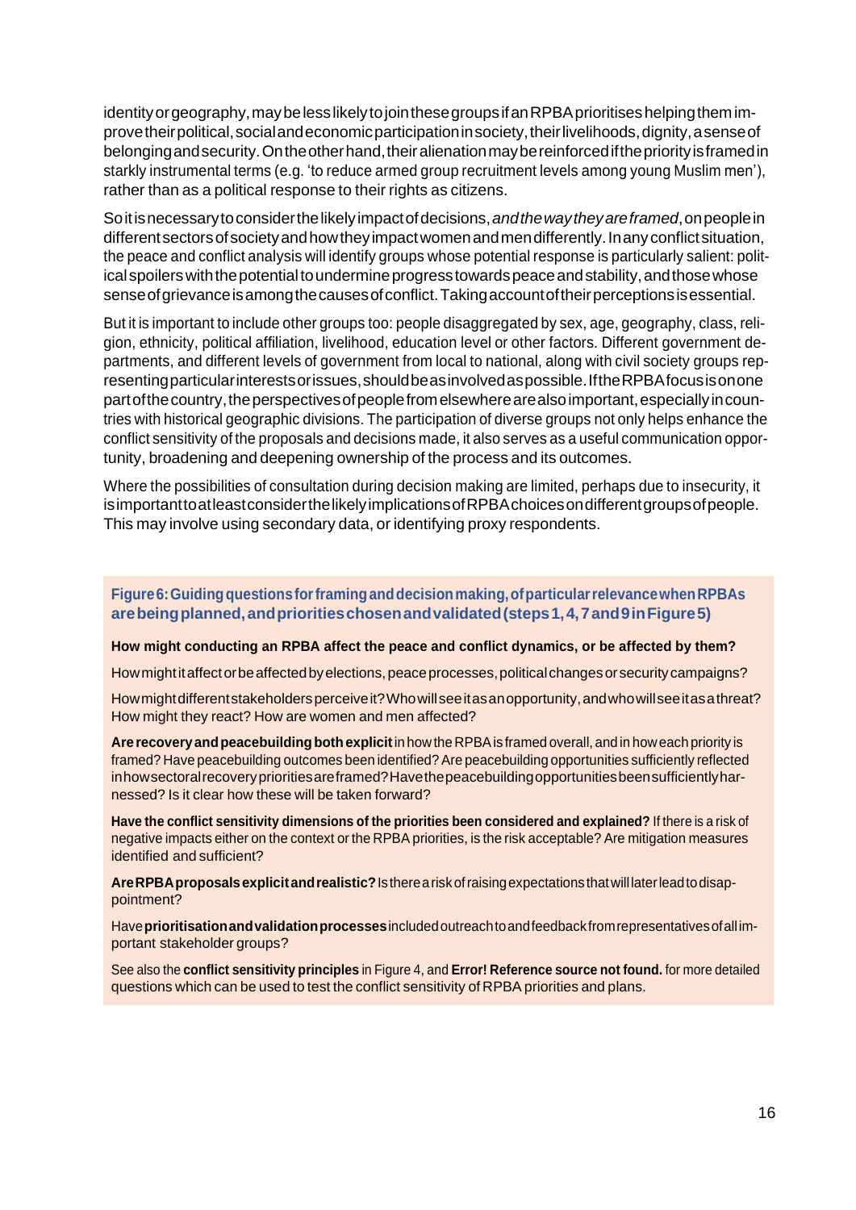identity or geography, may be less likely to join these groups if an RPBA prioritises helping them improve their political, social and economic participation in society, their livelihoods, dignity, a sense of belonging and security. On the other hand, their alienation may be reinforced if the priority is framed in starkly instrumental terms (e.g. 'to reduce armed group recruitment levels among young Muslim men'), rather than as a political response to their rights as citizens.

So it is necessary to consider the likely impact of decisions, *and the way they are framed*, on people in different sectors of society and how they impact women and men differently. In any conflict situation, the peace and conflict analysis will identify groups whose potential response is particularly salient: political spoilers with the potential to undermine progress towards peace and stability, and those whose sense of grievance is among the causes of conflict. Taking account of their perceptions is essential.

But it is important to include other groups too: people disaggregated by sex, age, geography, class, religion, ethnicity, political affiliation, livelihood, education level or other factors. Different government departments, and different levels of government from local to national, along with civil society groups representing particular interests or issues, should be as involved as possible. If the RPBA focus is on one part of the country, the perspectives of people from elsewhere are also important, especially in countries with historical geographic divisions. The participation of diverse groups not only helps enhance the conflict sensitivity of the proposals and decisions made, it also serves as a useful communication opportunity, broadening and deepening ownership of the process and its outcomes.

Where the possibilities of consultation during decision making are limited, perhaps due to insecurity, it is important to at least consider the likely implications of RPBA choices on different groups of people. This may involve using secondary data, or identifying proxy respondents.

**Figure 6: Guiding questions for framing and decision making, of particular relevance when RPBAs are being planned, and priorities chosen and validated (steps 1, 4, 7 and 9 in Figure 5)**

**How might conducting an RPBA affect the peace and conflict dynamics, or be affected by them?**

How might it affect or be affected by elections, peace processes, political changes or security campaigns?

How might different stakeholders perceive it? Who will see it as an opportunity, and who will see it as a threat? How might they react? How are women and men affected?

**Are recovery and peacebuilding both explicit** in how the RPBA is framed overall, and in how each priority is framed? Have peacebuilding outcomes been identified? Are peacebuilding opportunities sufficiently reflected in how sectoral recovery priorities are framed? Have the peacebuilding opportunities been sufficiently harnessed? Is it clear how these will be taken forward?

**Have the conflict sensitivity dimensions of the priorities been considered and explained?** If there is a risk of negative impacts either on the context or the RPBA priorities, is the risk acceptable? Are mitigation measures identified and sufficient?

**Are RPBA proposals explicit and realistic?** Is there a risk of raising expectations that will later lead to disappointment?

Have **prioritisation and validation processes** included outreach to and feedback from representatives of all important stakeholder groups?

See also the **conflict sensitivity principles** in Figure 4, and **Error! Reference source not found.** for more detailed questions which can be used to test the conflict sensitivity of RPBA priorities and plans.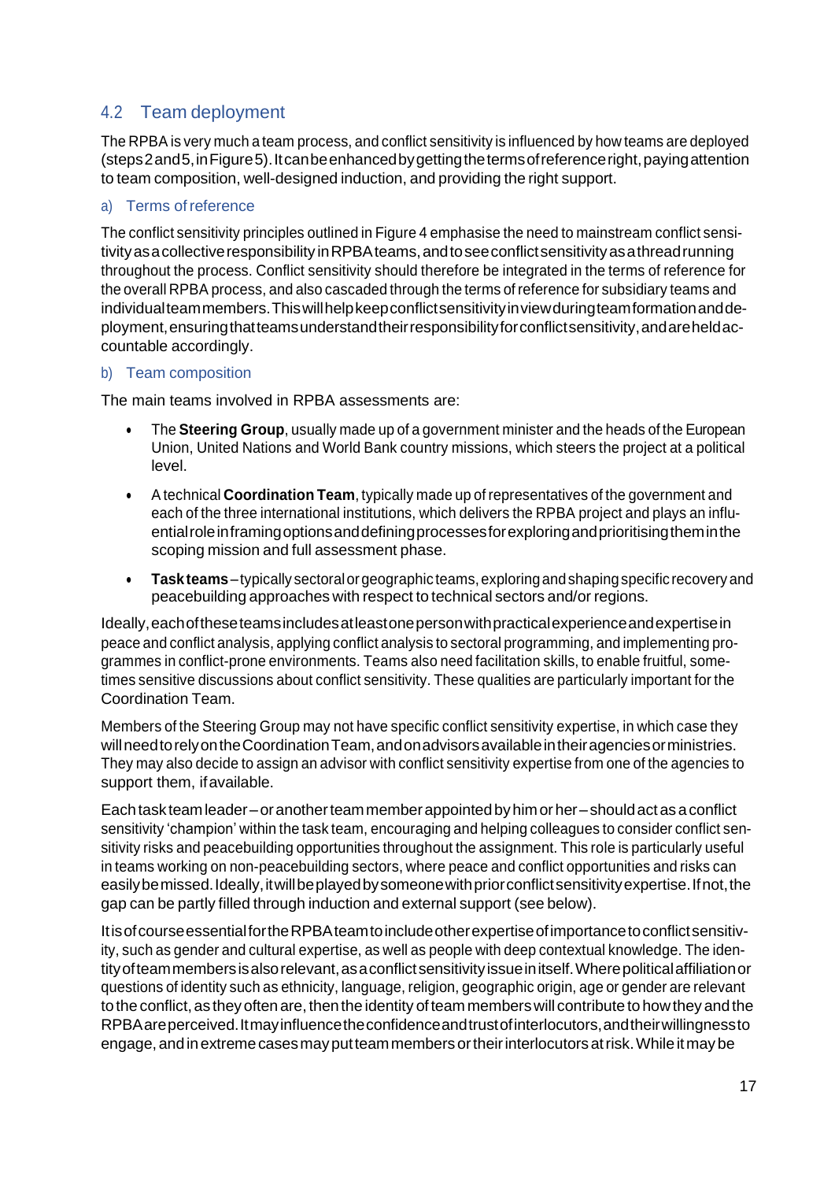## 4.2 Team deployment

The RPBA is very much a team process, and conflict sensitivity is influenced by how teams are deployed (steps 2 and 5, in Figure 5). It can be enhanced by getting the terms of reference right, paying attention to team composition, well-designed induction, and providing the right support.

### a) Terms of reference

The conflict sensitivity principles outlined in Figure 4 emphasise the need to mainstream conflict sensitivity as a collective responsibility in RPBA teams, and to see conflict sensitivity as a thread running throughout the process. Conflict sensitivity should therefore be integrated in the terms of reference for the overall RPBA process, and also cascaded through the terms of reference for subsidiary teams and individual team members. This will help keep conflict sensitivity in view during team formation and deployment, ensuring that teams understand their responsibility for conflict sensitivity, and are held accountable accordingly.

### b) Team composition

The main teams involved in RPBA assessments are:

- The **Steering Group**, usually made up of a government minister and the heads of the European Union, United Nations and World Bank country missions, which steers the project at a political level.
- A technical **Coordination Team**, typically made up of representatives of the government and each of the three international institutions, which delivers the RPBA project and plays an influential role in framing options and defining processes for exploring and prioritising them in the scoping mission and full assessment phase.
- **Task teams** – typically sectoral or geographic teams, exploring and shaping specific recovery and peacebuilding approaches with respect to technical sectors and/or regions.

Ideally, each of these teams includes at least one person with practical experience and expertise in peace and conflict analysis, applying conflict analysis to sectoral programming, and implementing programmes in conflict-prone environments. Teams also need facilitation skills, to enable fruitful, sometimes sensitive discussions about conflict sensitivity. These qualities are particularly important for the Coordination Team.

Members of the Steering Group may not have specific conflict sensitivity expertise, in which case they will need to rely on the Coordination Team, and on advisors available in their agencies or ministries. They may also decide to assign an advisor with conflict sensitivity expertise from one of the agencies to support them, if available.

Each task team leader – or another team member appointed by him or her – should act as a conflict sensitivity 'champion' within the task team, encouraging and helping colleagues to consider conflict sensitivity risks and peacebuilding opportunities throughout the assignment. This role is particularly useful in teams working on non-peacebuilding sectors, where peace and conflict opportunities and risks can easily be missed. Ideally, it will be played by someone with prior conflict sensitivity expertise. If not, the gap can be partly filled through induction and external support (see below).

It is of course essential for the RPBA team to include other expertise of importance to conflict sensitivity, such as gender and cultural expertise, as well as people with deep contextual knowledge. The identity of team members is also relevant, as a conflict sensitivity issue in itself. Where political affiliation or questions of identity such as ethnicity, language, religion, geographic origin, age or gender are relevant to the conflict, as they often are, then the identity of team members will contribute to how they and the RPBA are perceived. It may influence the confidence and trust of interlocutors, and their willingness to engage, and in extreme cases may put team members or their interlocutors at risk. While it may be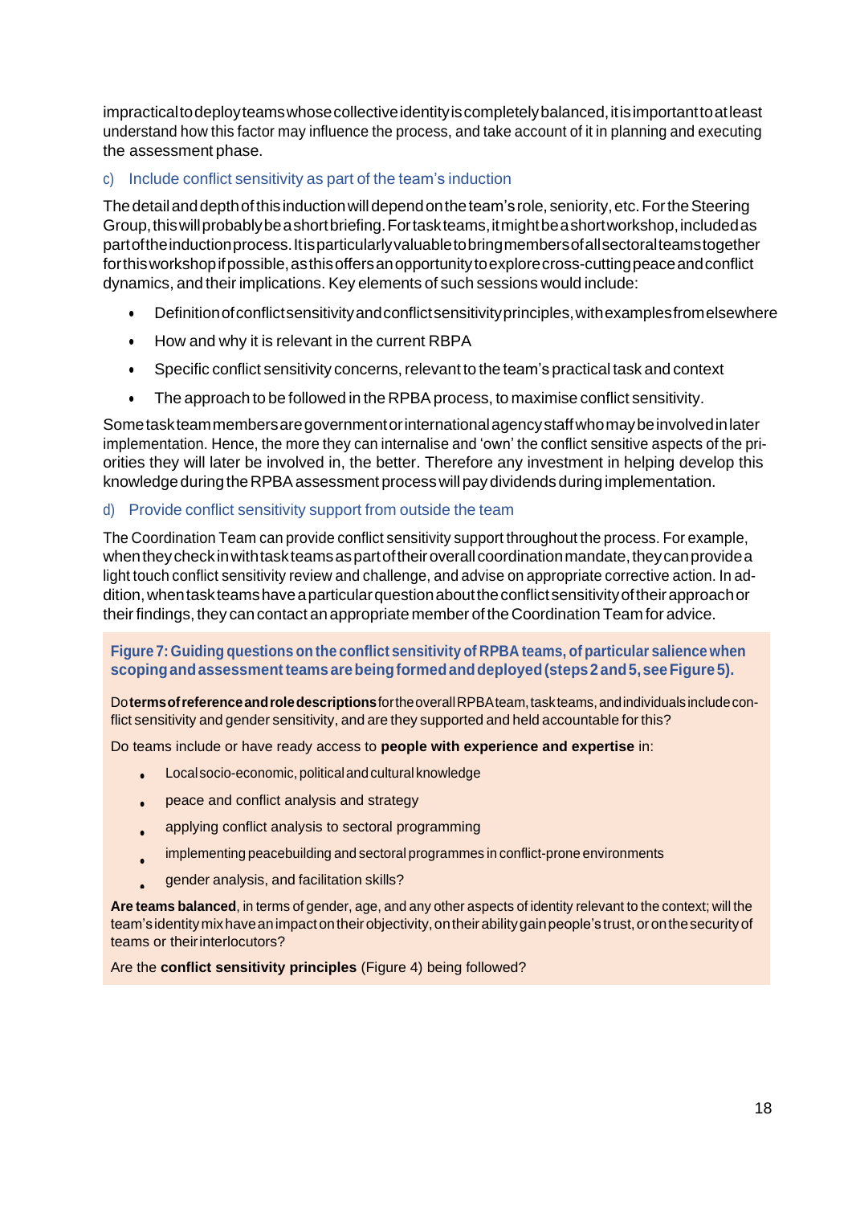impractical to deploy teams whose collective identity is completely balanced, it is important to at least understand how this factor may influence the process, and take account of it in planning and executing the assessment phase.

### c) Include conflict sensitivity as part of the team's induction

The detail and depth of this induction will depend on the team's role, seniority, etc. For the Steering Group, this will probably be a short briefing. For task teams, it might be a short workshop, included as part of the induction process. It is particularly valuable to bring members of all sectoral teams together for this workshop if possible, as this offers an opportunity to explore cross-cutting peace and conflict dynamics, and their implications. Key elements of such sessions would include:

- Definition of conflict sensitivity and conflict sensitivity principles, with examples from elsewhere
- How and why it is relevant in the current RBPA
- Specific conflict sensitivity concerns, relevant to the team's practical task and context
- The approach to be followed in the RPBA process, to maximise conflict sensitivity.

Some task team members are government or international agency staff who may be involved in later implementation. Hence, the more they can internalise and 'own' the conflict sensitive aspects of the priorities they will later be involved in, the better. Therefore any investment in helping develop this knowledge during the RPBA assessment process will pay dividends during implementation.

### d) Provide conflict sensitivity support from outside the team

The Coordination Team can provide conflict sensitivity support throughout the process. For example, when they check in with task teams as part of their overall coordination mandate, they can provide a light touch conflict sensitivity review and challenge, and advise on appropriate corrective action. In addition, when task teams have a particular question about the conflict sensitivity of their approach or their findings, they can contact an appropriate member of the Coordination Team for advice.

**Figure 7: Guiding questions on the conflict sensitivity of RPBA teams, of particular salience when scoping and assessment teams are being formed and deployed (steps 2 and 5, see Figure 5).**

Do **terms of reference and role descriptions** for the overall RPBA team, task teams, and individuals include conflict sensitivity and gender sensitivity, and are they supported and held accountable for this?

Do teams include or have ready access to **people with experience and expertise** in:

- Local socio-economic, political and cultural knowledge
- peace and conflict analysis and strategy
- applying conflict analysis to sectoral programming
- implementing peacebuilding and sectoral programmes in conflict-prone environments
- gender analysis, and facilitation skills?

**Are teams balanced**, in terms of gender, age, and any other aspects of identity relevant to the context; will the team's identity mix have an impact on their objectivity, on their ability gain people's trust, or on the security of teams or their interlocutors?

Are the **conflict sensitivity principles** (Figure 4) being followed?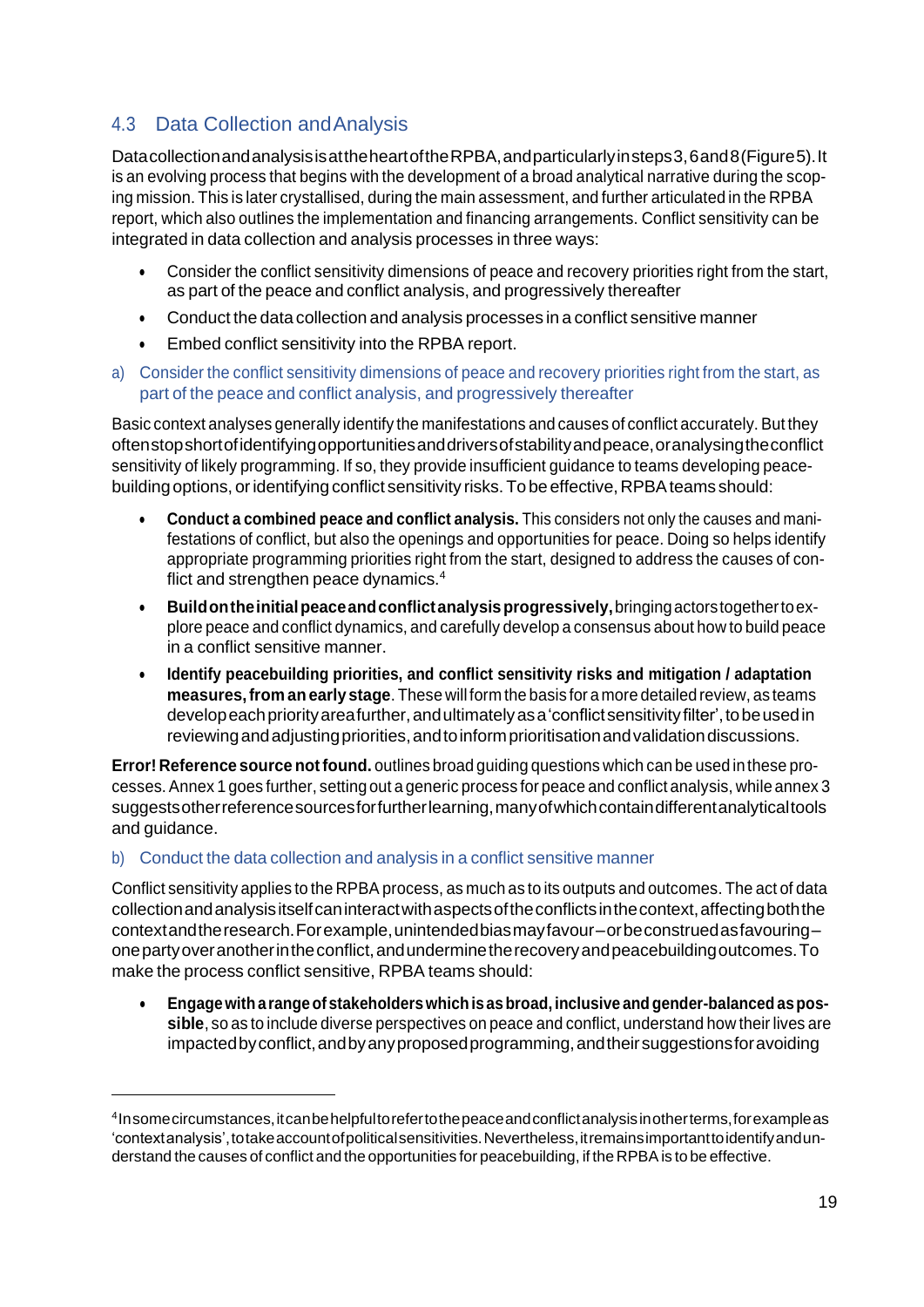## 4.3 Data Collection and Analysis

Data collection and analysis is at the heart of the RPBA, and particularly in steps 3, 6 and 8 (Figure 5). It is an evolving process that begins with the development of a broad analytical narrative during the scoping mission. This is later crystallised, during the main assessment, and further articulated in the RPBA report, which also outlines the implementation and financing arrangements. Conflict sensitivity can be integrated in data collection and analysis processes in three ways:

- Consider the conflict sensitivity dimensions of peace and recovery priorities right from the start, as part of the peace and conflict analysis, and progressively thereafter
- Conduct the data collection and analysis processes in a conflict sensitive manner
- Embed conflict sensitivity into the RPBA report.

### a) Consider the conflict sensitivity dimensions of peace and recovery priorities right from the start, as part of the peace and conflict analysis, and progressively thereafter

Basic context analyses generally identify the manifestations and causes of conflict accurately. But they often stop short of identifying opportunities and drivers of stability and peace, or analysing the conflict sensitivity of likely programming. If so, they provide insufficient guidance to teams developing peacebuilding options, or identifying conflict sensitivity risks. To be effective, RPBA teams should:

- **Conduct a combined peace and conflict analysis.** This considers not only the causes and manifestations of conflict, but also the openings and opportunities for peace. Doing so helps identify appropriate programming priorities right from the start, designed to address the causes of conflict and strengthen peace dynamics.[4]
- **Build on the initial peace and conflict analysis progressively,** bringing actors together to explore peace and conflict dynamics, and carefully develop a consensus about how to build peace in a conflict sensitive manner.
- **Identify peacebuilding priorities, and conflict sensitivity risks and mitigation / adaptation measures, from an early stage**. These will form the basis for a more detailed review, as teams develop each priority area further, and ultimately as a 'conflict sensitivity filter', to be used in reviewing and adjusting priorities, and to inform prioritisation and validation discussions.

**Error! Reference source not found.** outlines broad guiding questions which can be used in these processes. Annex 1 goes further, setting out a generic process for peace and conflict analysis, while annex 3 suggests other reference sources for further learning, many of which contain different analytical tools and guidance.

### b) Conduct the data collection and analysis in a conflict sensitive manner

Conflict sensitivity applies to the RPBA process, as much as to its outputs and outcomes. The act of data collection and analysis itself can interact with aspects of the conflicts in the context, affecting both the context and the research. For example, unintended bias may favour – or be construed as favouring – one party over another in the conflict, and undermine the recovery and peacebuilding outcomes. To make the process conflict sensitive, RPBA teams should:

- **Engage with a range of stakeholders which is as broad, inclusive and gender-balanced as possible**, so as to include diverse perspectives on peace and conflict, understand how their lives are impacted by conflict, and by any proposed programming, and their suggestions for avoiding

---

[4] In some circumstances, it can be helpful to refer to the peace and conflict analysis in other terms, for example as 'context analysis', to take account of political sensitivities. Nevertheless, it remains important to identify and understand the causes of conflict and the opportunities for peacebuilding, if the RPBA is to be effective.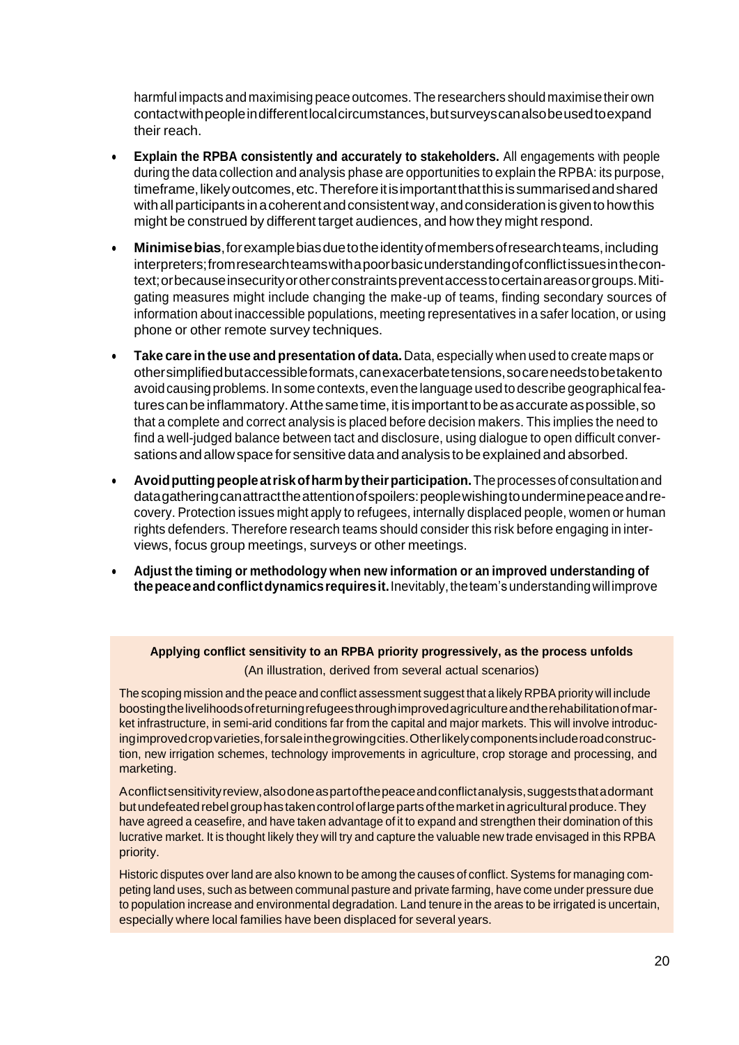harmful impacts and maximising peace outcomes. The researchers should maximise their own contact with people in different local circumstances, but surveys can also be used to expand their reach.

- **Explain the RPBA consistently and accurately to stakeholders.** All engagements with people during the data collection and analysis phase are opportunities to explain the RPBA: its purpose, timeframe, likely outcomes, etc. Therefore it is important that this is summarised and shared with all participants in a coherent and consistent way, and consideration is given to how this might be construed by different target audiences, and how they might respond.

- **Minimise bias**, for example bias due to the identity of members of research teams, including interpreters; from research teams with a poor basic understanding of conflict issues in the context; or because insecurity or other constraints prevent access to certain areas or groups. Mitigating measures might include changing the make-up of teams, finding secondary sources of information about inaccessible populations, meeting representatives in a safer location, or using phone or other remote survey techniques.

- **Take care in the use and presentation of data.** Data, especially when used to create maps or other simplified but accessible formats, can exacerbate tensions, so care needs to be taken to avoid causing problems. In some contexts, even the language used to describe geographical features can be inflammatory. At the same time, it is important to be as accurate as possible, so that a complete and correct analysis is placed before decision makers. This implies the need to find a well-judged balance between tact and disclosure, using dialogue to open difficult conversations and allow space for sensitive data and analysis to be explained and absorbed.

- **Avoid putting people at risk of harm by their participation.** The processes of consultation and data gathering can attract the attention of spoilers: people wishing to undermine peace and recovery. Protection issues might apply to refugees, internally displaced people, women or human rights defenders. Therefore research teams should consider this risk before engaging in interviews, focus group meetings, surveys or other meetings.

- **Adjust the timing or methodology when new information or an improved understanding of the peace and conflict dynamics requires it.** Inevitably, the team's understanding will improve

**Applying conflict sensitivity to an RPBA priority progressively, as the process unfolds**

(An illustration, derived from several actual scenarios)

The scoping mission and the peace and conflict assessment suggest that a likely RPBA priority will include boosting the livelihoods of returning refugees through improved agriculture and the rehabilitation of market infrastructure, in semi-arid conditions far from the capital and major markets. This will involve introducing improved crop varieties, for sale in the growing cities. Other likely components include road construction, new irrigation schemes, technology improvements in agriculture, crop storage and processing, and marketing.

A conflict sensitivity review, also done as part of the peace and conflict analysis, suggests that a dormant but undefeated rebel group has taken control of large parts of the market in agricultural produce. They have agreed a ceasefire, and have taken advantage of it to expand and strengthen their domination of this lucrative market. It is thought likely they will try and capture the valuable new trade envisaged in this RPBA priority.

Historic disputes over land are also known to be among the causes of conflict. Systems for managing competing land uses, such as between communal pasture and private farming, have come under pressure due to population increase and environmental degradation. Land tenure in the areas to be irrigated is uncertain, especially where local families have been displaced for several years.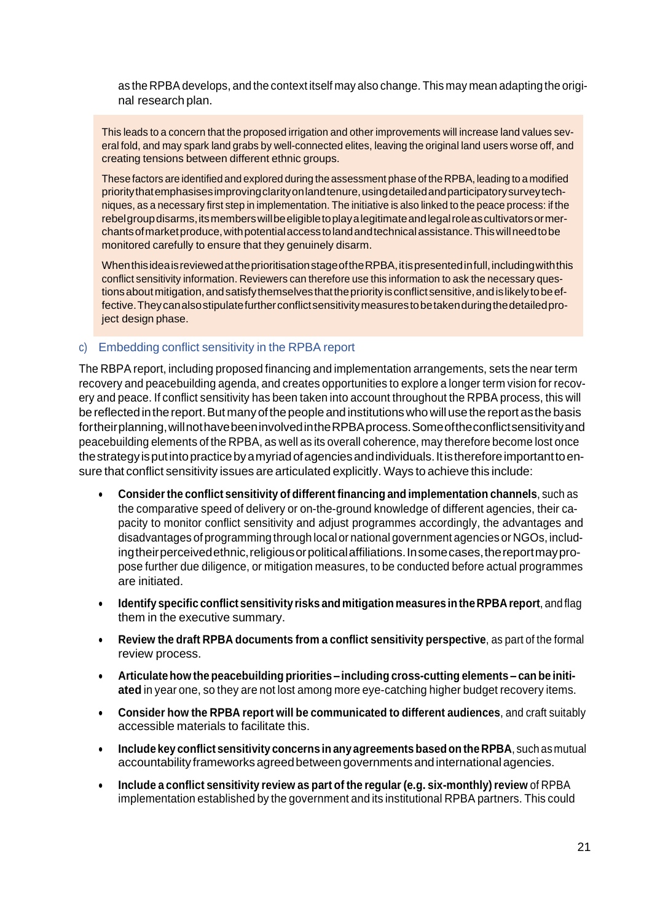as the RPBA develops, and the context itself may also change. This may mean adapting the original research plan.

> This leads to a concern that the proposed irrigation and other improvements will increase land values several fold, and may spark land grabs by well-connected elites, leaving the original land users worse off, and creating tensions between different ethnic groups.
>
> These factors are identified and explored during the assessment phase of the RPBA, leading to a modified priority that emphasises improving clarity on land tenure, using detailed and participatory survey techniques, as a necessary first step in implementation. The initiative is also linked to the peace process: if the rebel group disarms, its members will be eligible to play a legitimate and legal role as cultivators or merchants of market produce, with potential access to land and technical assistance. This will need to be monitored carefully to ensure that they genuinely disarm.
>
> When this idea is reviewed at the prioritisation stage of the RPBA, it is presented in full, including with this conflict sensitivity information. Reviewers can therefore use this information to ask the necessary questions about mitigation, and satisfy themselves that the priority is conflict sensitive, and is likely to be effective. They can also stipulate further conflict sensitivity measures to be taken during the detailed project design phase.

### c) Embedding conflict sensitivity in the RPBA report

The RBPA report, including proposed financing and implementation arrangements, sets the near term recovery and peacebuilding agenda, and creates opportunities to explore a longer term vision for recovery and peace. If conflict sensitivity has been taken into account throughout the RPBA process, this will be reflected in the report. But many of the people and institutions who will use the report as the basis for their planning, will not have been involved in the RPBA process. Some of the conflict sensitivity and peacebuilding elements of the RPBA, as well as its overall coherence, may therefore become lost once the strategy is put into practice by a myriad of agencies and individuals. It is therefore important to ensure that conflict sensitivity issues are articulated explicitly. Ways to achieve this include:

- **Consider the conflict sensitivity of different financing and implementation channels**, such as the comparative speed of delivery or on-the-ground knowledge of different agencies, their capacity to monitor conflict sensitivity and adjust programmes accordingly, the advantages and disadvantages of programming through local or national government agencies or NGOs, including their perceived ethnic, religious or political affiliations. In some cases, the report may propose further due diligence, or mitigation measures, to be conducted before actual programmes are initiated.
- **Identify specific conflict sensitivity risks and mitigation measures in the RPBA report**, and flag them in the executive summary.
- **Review the draft RPBA documents from a conflict sensitivity perspective**, as part of the formal review process.
- **Articulate how the peacebuilding priorities – including cross-cutting elements – can be initiated** in year one, so they are not lost among more eye-catching higher budget recovery items.
- **Consider how the RPBA report will be communicated to different audiences**, and craft suitably accessible materials to facilitate this.
- **Include key conflict sensitivity concerns in any agreements based on the RPBA**, such as mutual accountability frameworks agreed between governments and international agencies.
- **Include a conflict sensitivity review as part of the regular (e.g. six-monthly) review** of RPBA implementation established by the government and its institutional RPBA partners. This could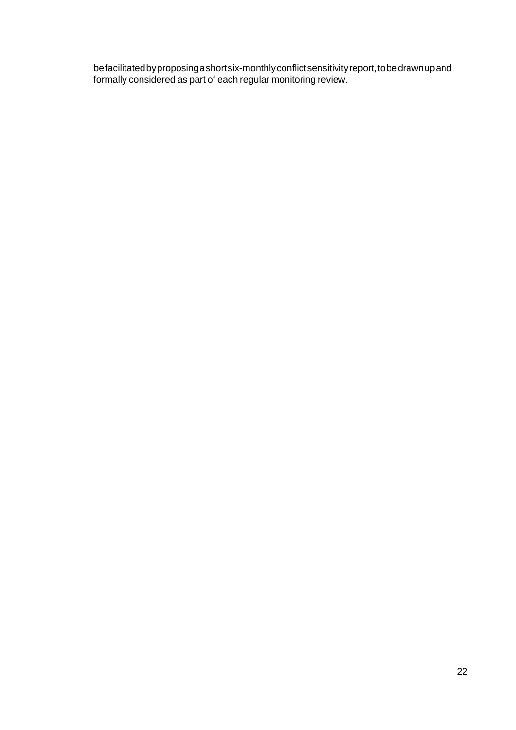be facilitated by proposing a short six-monthly conflict sensitivity report, to be drawn up and formally considered as part of each regular monitoring review.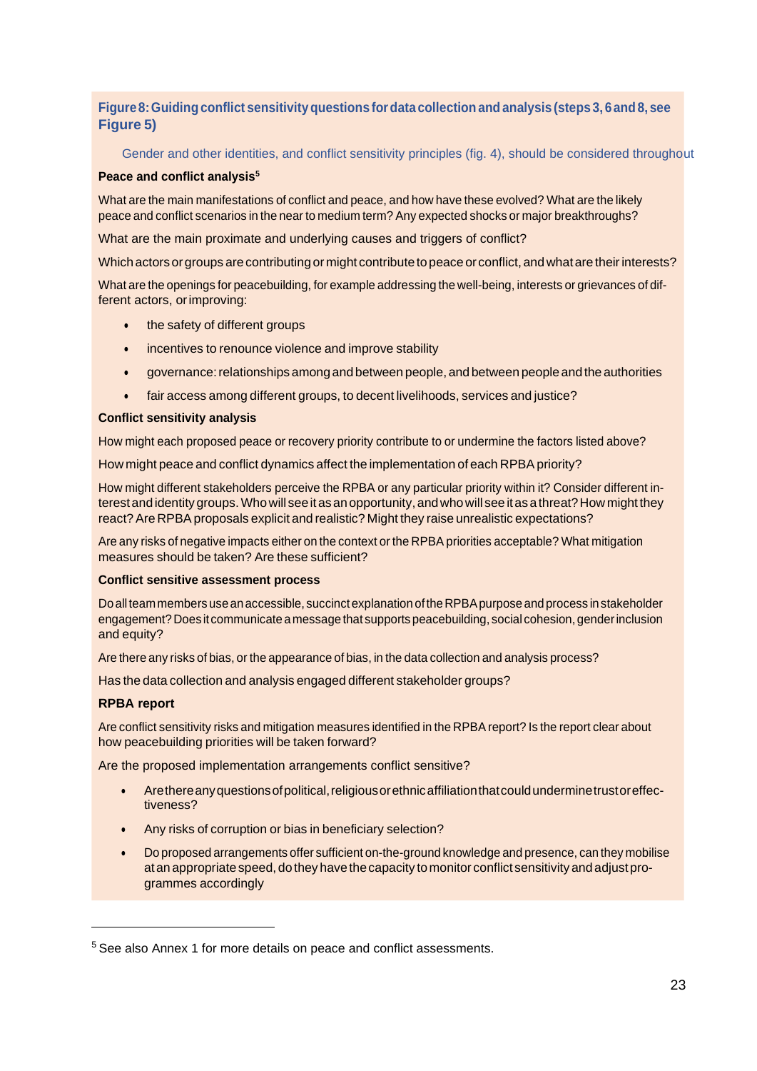**Figure 8: Guiding conflict sensitivity questions for data collection and analysis (steps 3, 6 and 8, see Figure 5)**

Gender and other identities, and conflict sensitivity principles (fig. 4), should be considered throughout

**Peace and conflict analysis**[5]

What are the main manifestations of conflict and peace, and how have these evolved? What are the likely peace and conflict scenarios in the near to medium term? Any expected shocks or major breakthroughs?

What are the main proximate and underlying causes and triggers of conflict?

Which actors or groups are contributing or might contribute to peace or conflict, and what are their interests?

What are the openings for peacebuilding, for example addressing the well-being, interests or grievances of different actors, or improving:

- the safety of different groups
- incentives to renounce violence and improve stability
- governance: relationships among and between people, and between people and the authorities
- fair access among different groups, to decent livelihoods, services and justice?

**Conflict sensitivity analysis**

How might each proposed peace or recovery priority contribute to or undermine the factors listed above?

How might peace and conflict dynamics affect the implementation of each RPBA priority?

How might different stakeholders perceive the RPBA or any particular priority within it? Consider different interest and identity groups. Who will see it as an opportunity, and who will see it as a threat? How might they react? Are RPBA proposals explicit and realistic? Might they raise unrealistic expectations?

Are any risks of negative impacts either on the context or the RPBA priorities acceptable? What mitigation measures should be taken? Are these sufficient?

**Conflict sensitive assessment process**

Do all team members use an accessible, succinct explanation of the RPBA purpose and process in stakeholder engagement? Does it communicate a message that supports peacebuilding, social cohesion, gender inclusion and equity?

Are there any risks of bias, or the appearance of bias, in the data collection and analysis process?

Has the data collection and analysis engaged different stakeholder groups?

**RPBA report**

Are conflict sensitivity risks and mitigation measures identified in the RPBA report? Is the report clear about how peacebuilding priorities will be taken forward?

Are the proposed implementation arrangements conflict sensitive?

- Are there any questions of political, religious or ethnic affiliation that could undermine trust or effectiveness?
- Any risks of corruption or bias in beneficiary selection?
- Do proposed arrangements offer sufficient on-the-ground knowledge and presence, can they mobilise at an appropriate speed, do they have the capacity to monitor conflict sensitivity and adjust programmes accordingly

[5] See also Annex 1 for more details on peace and conflict assessments.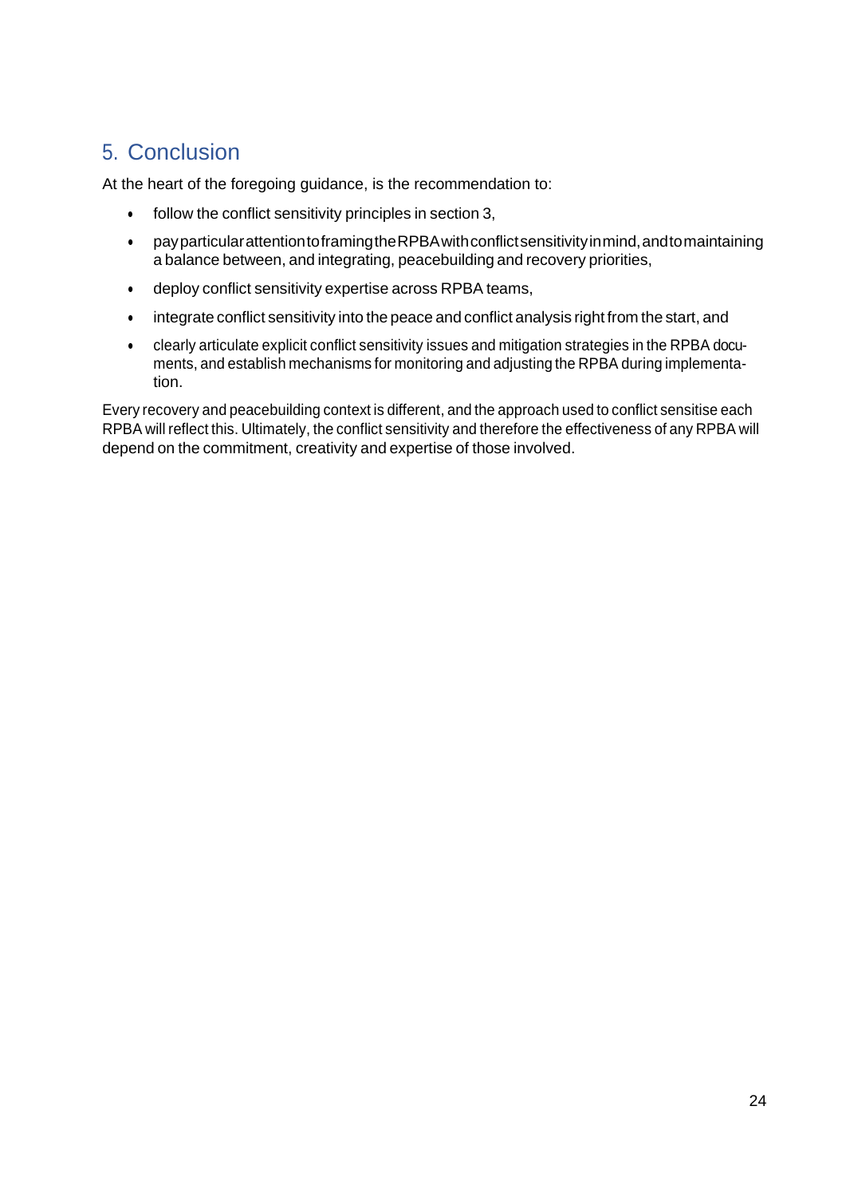## 5. Conclusion

At the heart of the foregoing guidance, is the recommendation to:

- follow the conflict sensitivity principles in section 3,
- pay particular attention to framing the RPBA with conflict sensitivity in mind, and to maintaining a balance between, and integrating, peacebuilding and recovery priorities,
- deploy conflict sensitivity expertise across RPBA teams,
- integrate conflict sensitivity into the peace and conflict analysis right from the start, and
- clearly articulate explicit conflict sensitivity issues and mitigation strategies in the RPBA documents, and establish mechanisms for monitoring and adjusting the RPBA during implementation.

Every recovery and peacebuilding context is different, and the approach used to conflict sensitise each RPBA will reflect this. Ultimately, the conflict sensitivity and therefore the effectiveness of any RPBA will depend on the commitment, creativity and expertise of those involved.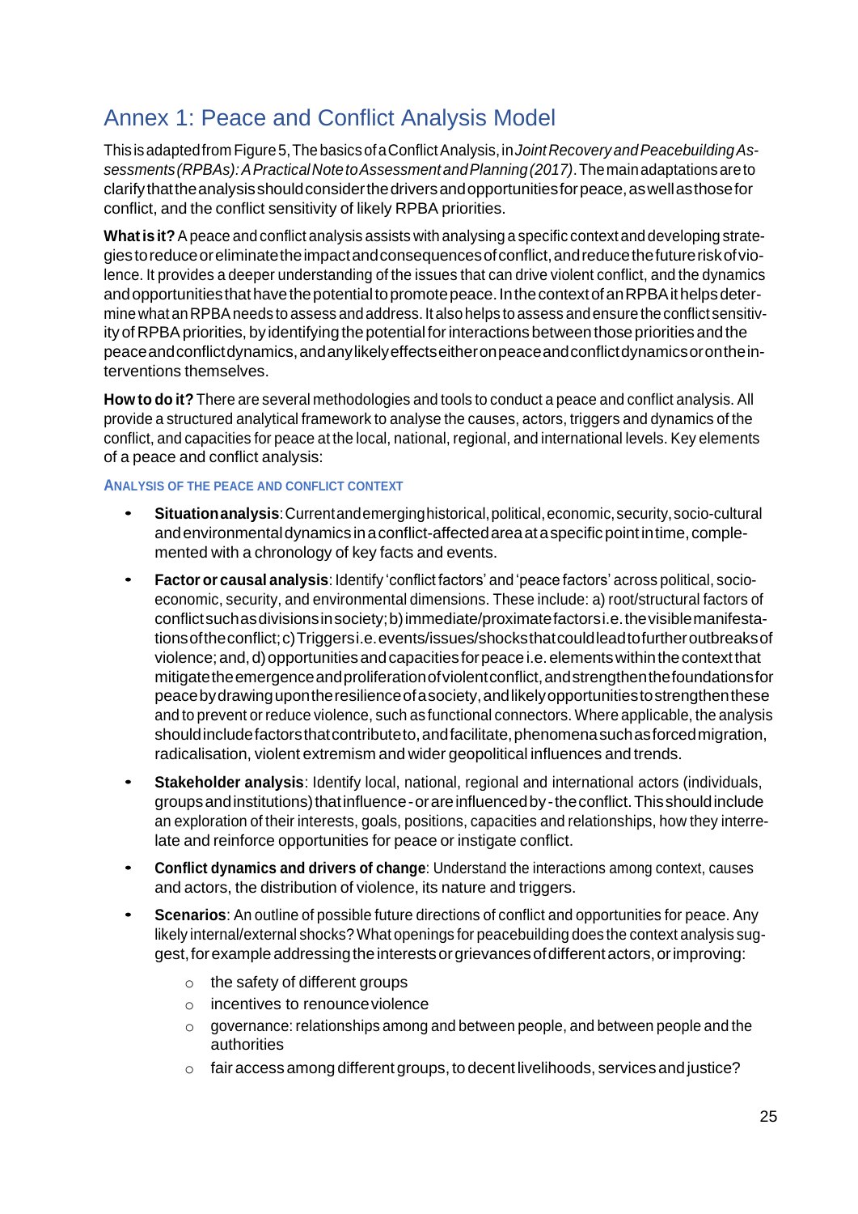# Annex 1: Peace and Conflict Analysis Model

This is adapted from Figure 5, The basics of a Conflict Analysis, in *Joint Recovery and Peacebuilding Assessments (RPBAs): A Practical Note to Assessment and Planning (2017)*. The main adaptations are to clarify that the analysis should consider the drivers and opportunities for peace, as well as those for conflict, and the conflict sensitivity of likely RPBA priorities.

**What is it?** A peace and conflict analysis assists with analysing a specific context and developing strategies to reduce or eliminate the impact and consequences of conflict, and reduce the future risk of violence. It provides a deeper understanding of the issues that can drive violent conflict, and the dynamics and opportunities that have the potential to promote peace. In the context of an RPBA it helps determine what an RPBA needs to assess and address. It also helps to assess and ensure the conflict sensitivity of RPBA priorities, by identifying the potential for interactions between those priorities and the peace and conflict dynamics, and any likely effects either on peace and conflict dynamics or on the interventions themselves.

**How to do it?** There are several methodologies and tools to conduct a peace and conflict analysis. All provide a structured analytical framework to analyse the causes, actors, triggers and dynamics of the conflict, and capacities for peace at the local, national, regional, and international levels. Key elements of a peace and conflict analysis:

#### Analysis of the peace and conflict context

- **Situation analysis**: Current and emerging historical, political, economic, security, socio-cultural and environmental dynamics in a conflict-affected area at a specific point in time, complemented with a chronology of key facts and events.
- **Factor or causal analysis**: Identify 'conflict factors' and 'peace factors' across political, socio-economic, security, and environmental dimensions. These include: a) root/structural factors of conflict such as divisions in society; b) immediate/proximate factors i.e. the visible manifestations of the conflict; c) Triggers i.e. events/issues/shocks that could lead to further outbreaks of violence; and, d) opportunities and capacities for peace i.e. elements within the context that mitigate the emergence and proliferation of violent conflict, and strengthen the foundations for peace by drawing upon the resilience of a society, and likely opportunities to strengthen these and to prevent or reduce violence, such as functional connectors. Where applicable, the analysis should include factors that contribute to, and facilitate, phenomena such as forced migration, radicalisation, violent extremism and wider geopolitical influences and trends.
- **Stakeholder analysis**: Identify local, national, regional and international actors (individuals, groups and institutions) that influence - or are influenced by - the conflict. This should include an exploration of their interests, goals, positions, capacities and relationships, how they interrelate and reinforce opportunities for peace or instigate conflict.
- **Conflict dynamics and drivers of change**: Understand the interactions among context, causes and actors, the distribution of violence, its nature and triggers.
- **Scenarios**: An outline of possible future directions of conflict and opportunities for peace. Any likely internal/external shocks? What openings for peacebuilding does the context analysis suggest, for example addressing the interests or grievances of different actors, or improving:
  - the safety of different groups
  - incentives to renounce violence
  - governance: relationships among and between people, and between people and the authorities
  - fair access among different groups, to decent livelihoods, services and justice?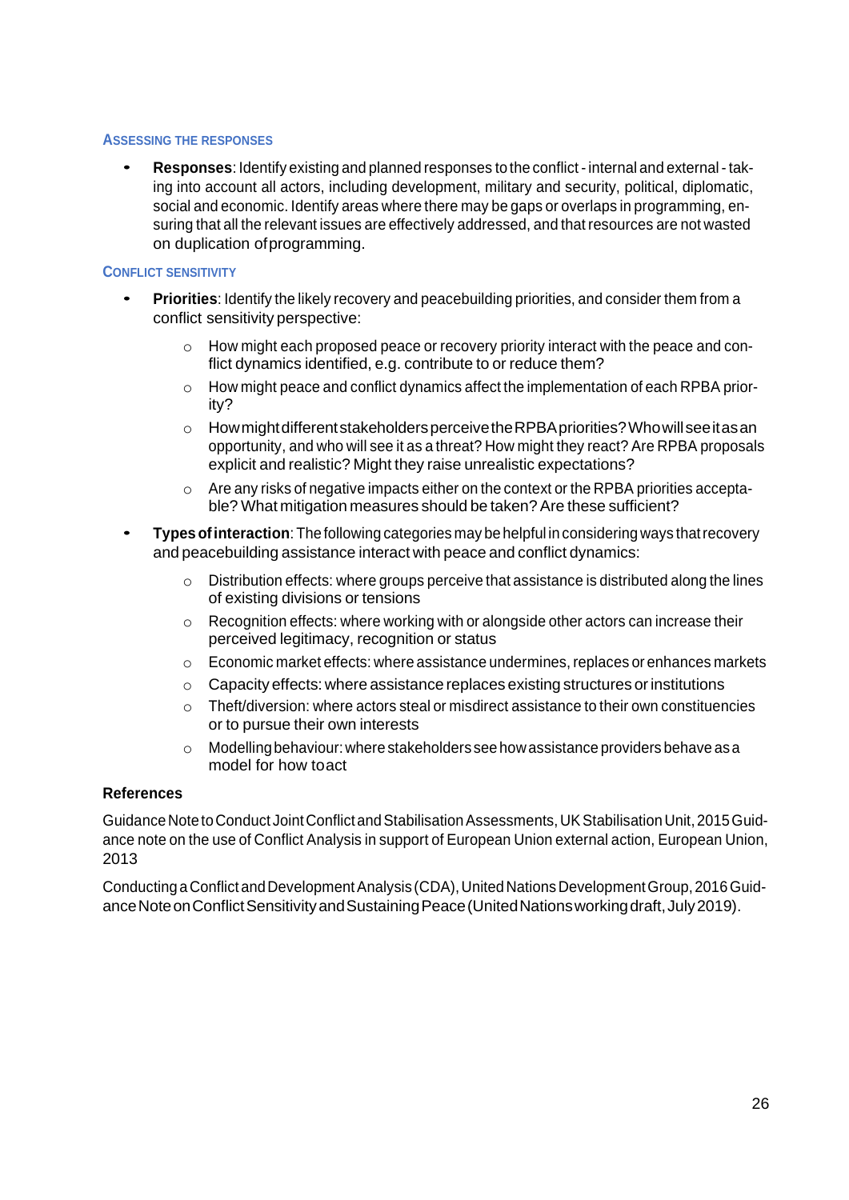### Assessing the Responses

- **Responses**: Identify existing and planned responses to the conflict - internal and external - taking into account all actors, including development, military and security, political, diplomatic, social and economic. Identify areas where there may be gaps or overlaps in programming, ensuring that all the relevant issues are effectively addressed, and that resources are not wasted on duplication of programming.

### Conflict Sensitivity

- **Priorities**: Identify the likely recovery and peacebuilding priorities, and consider them from a conflict sensitivity perspective:
    - How might each proposed peace or recovery priority interact with the peace and conflict dynamics identified, e.g. contribute to or reduce them?
    - How might peace and conflict dynamics affect the implementation of each RPBA priority?
    - How might different stakeholders perceive the RPBA priorities? Who will see it as an opportunity, and who will see it as a threat? How might they react? Are RPBA proposals explicit and realistic? Might they raise unrealistic expectations?
    - Are any risks of negative impacts either on the context or the RPBA priorities acceptable? What mitigation measures should be taken? Are these sufficient?
- **Types of interaction**: The following categories may be helpful in considering ways that recovery and peacebuilding assistance interact with peace and conflict dynamics:
    - Distribution effects: where groups perceive that assistance is distributed along the lines of existing divisions or tensions
    - Recognition effects: where working with or alongside other actors can increase their perceived legitimacy, recognition or status
    - Economic market effects: where assistance undermines, replaces or enhances markets
    - Capacity effects: where assistance replaces existing structures or institutions
    - Theft/diversion: where actors steal or misdirect assistance to their own constituencies or to pursue their own interests
    - Modelling behaviour: where stakeholders see how assistance providers behave as a model for how to act

**References**

Guidance Note to Conduct Joint Conflict and Stabilisation Assessments, UK Stabilisation Unit, 2015 Guidance note on the use of Conflict Analysis in support of European Union external action, European Union, 2013

Conducting a Conflict and Development Analysis (CDA), United Nations Development Group, 2016 Guidance Note on Conflict Sensitivity and Sustaining Peace (United Nations working draft, July 2019).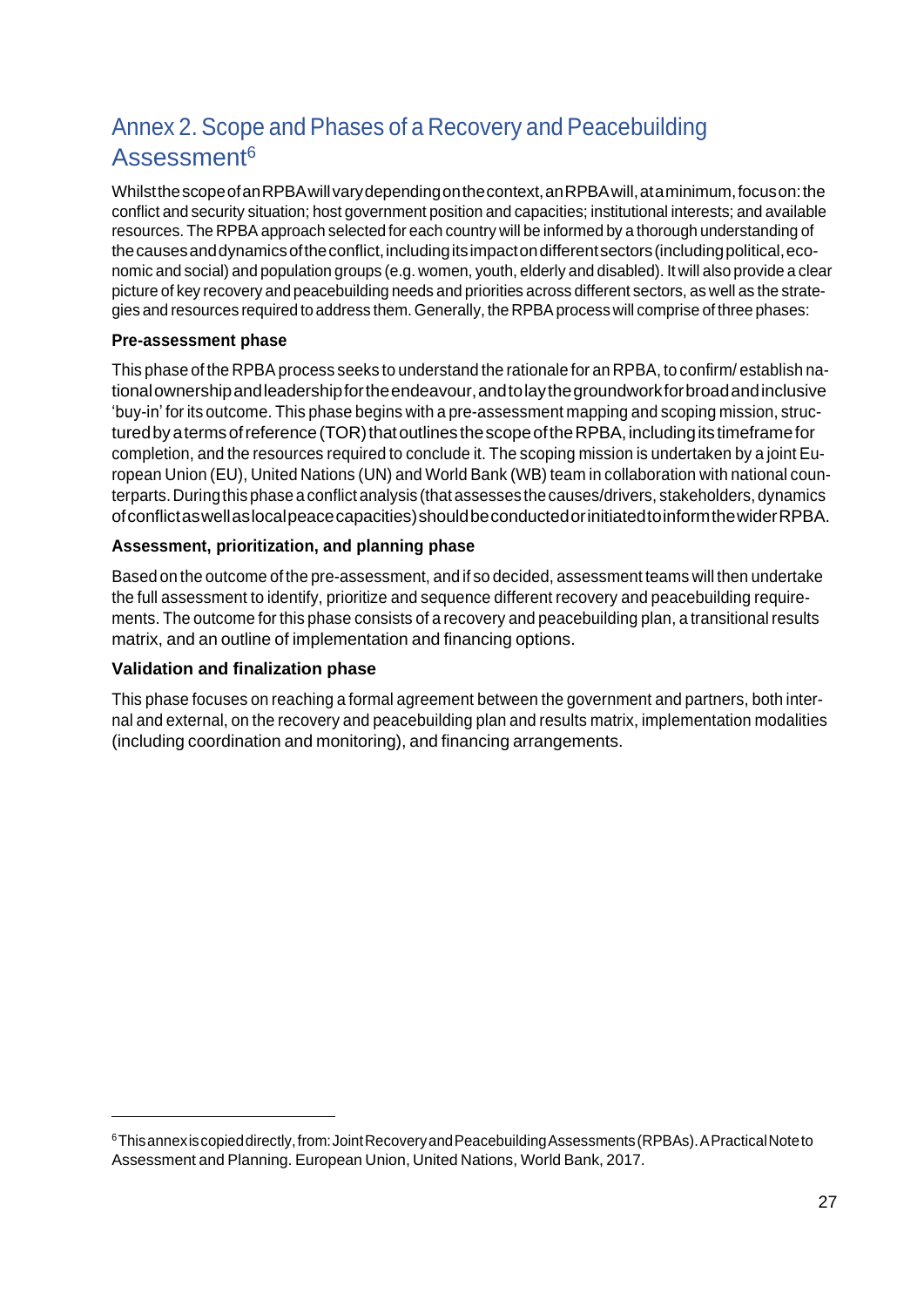## Annex 2. Scope and Phases of a Recovery and Peacebuilding Assessment[6]

Whilst the scope of an RPBA will vary depending on the context, an RPBA will, at a minimum, focus on: the conflict and security situation; host government position and capacities; institutional interests; and available resources. The RPBA approach selected for each country will be informed by a thorough understanding of the causes and dynamics of the conflict, including its impact on different sectors (including political, economic and social) and population groups (e.g. women, youth, elderly and disabled). It will also provide a clear picture of key recovery and peacebuilding needs and priorities across different sectors, as well as the strategies and resources required to address them. Generally, the RPBA process will comprise of three phases:

**Pre-assessment phase**

This phase of the RPBA process seeks to understand the rationale for an RPBA, to confirm/ establish national ownership and leadership for the endeavour, and to lay the groundwork for broad and inclusive 'buy-in' for its outcome. This phase begins with a pre-assessment mapping and scoping mission, structured by a terms of reference (TOR) that outlines the scope of the RPBA, including its timeframe for completion, and the resources required to conclude it. The scoping mission is undertaken by a joint European Union (EU), United Nations (UN) and World Bank (WB) team in collaboration with national counterparts. During this phase a conflict analysis (that assesses the causes/drivers, stakeholders, dynamics of conflict as well as local peace capacities) should be conducted or initiated to inform the wider RPBA.

**Assessment, prioritization, and planning phase**

Based on the outcome of the pre-assessment, and if so decided, assessment teams will then undertake the full assessment to identify, prioritize and sequence different recovery and peacebuilding requirements. The outcome for this phase consists of a recovery and peacebuilding plan, a transitional results matrix, and an outline of implementation and financing options.

**Validation and finalization phase**

This phase focuses on reaching a formal agreement between the government and partners, both internal and external, on the recovery and peacebuilding plan and results matrix, implementation modalities (including coordination and monitoring), and financing arrangements.

---

[6] This annex is copied directly, from: Joint Recovery and Peacebuilding Assessments (RPBAs). A Practical Note to Assessment and Planning. European Union, United Nations, World Bank, 2017.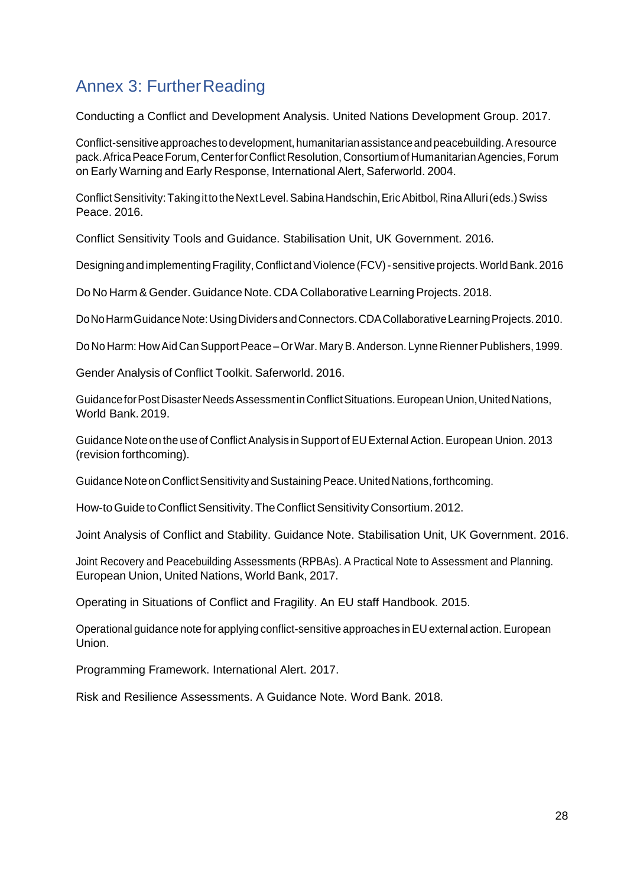## Annex 3: Further Reading

Conducting a Conflict and Development Analysis. United Nations Development Group. 2017.

Conflict-sensitive approaches to development, humanitarian assistance and peacebuilding. A resource pack. Africa Peace Forum, Center for Conflict Resolution, Consortium of Humanitarian Agencies, Forum on Early Warning and Early Response, International Alert, Saferworld. 2004.

Conflict Sensitivity: Taking it to the Next Level. Sabina Handschin, Eric Abitbol, Rina Alluri (eds.) Swiss Peace. 2016.

Conflict Sensitivity Tools and Guidance. Stabilisation Unit, UK Government. 2016.

Designing and implementing Fragility, Conflict and Violence (FCV) - sensitive projects. World Bank. 2016

Do No Harm & Gender. Guidance Note. CDA Collaborative Learning Projects. 2018.

Do No Harm Guidance Note: Using Dividers and Connectors. CDA Collaborative Learning Projects. 2010.

Do No Harm: How Aid Can Support Peace – Or War. Mary B. Anderson. Lynne Rienner Publishers, 1999.

Gender Analysis of Conflict Toolkit. Saferworld. 2016.

Guidance for Post Disaster Needs Assessment in Conflict Situations. European Union, United Nations, World Bank. 2019.

Guidance Note on the use of Conflict Analysis in Support of EU External Action. European Union. 2013 (revision forthcoming).

Guidance Note on Conflict Sensitivity and Sustaining Peace. United Nations, forthcoming.

How-to Guide to Conflict Sensitivity. The Conflict Sensitivity Consortium. 2012.

Joint Analysis of Conflict and Stability. Guidance Note. Stabilisation Unit, UK Government. 2016.

Joint Recovery and Peacebuilding Assessments (RPBAs). A Practical Note to Assessment and Planning. European Union, United Nations, World Bank, 2017.

Operating in Situations of Conflict and Fragility. An EU staff Handbook. 2015.

Operational guidance note for applying conflict-sensitive approaches in EU external action. European Union.

Programming Framework. International Alert. 2017.

Risk and Resilience Assessments. A Guidance Note. Word Bank. 2018.